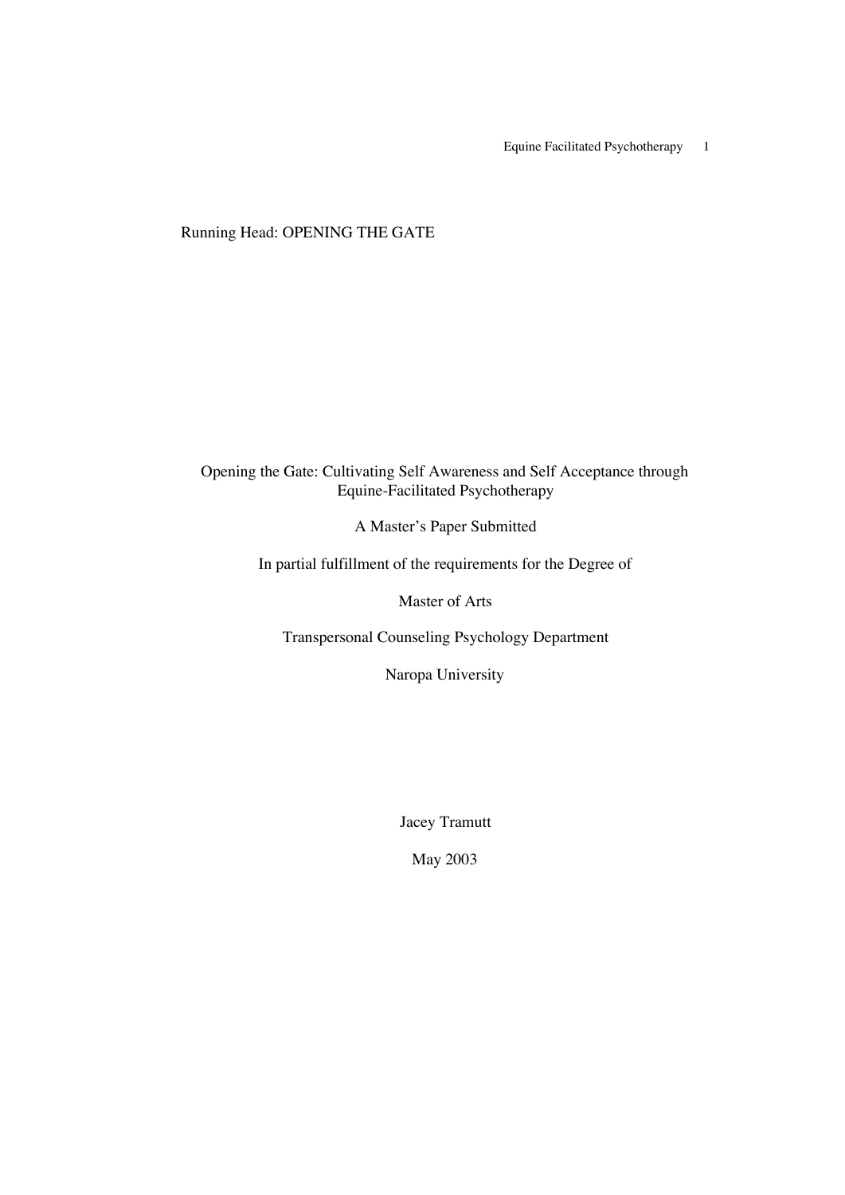Running Head: OPENING THE GATE

# Opening the Gate: Cultivating Self Awareness and Self Acceptance through Equine-Facilitated Psychotherapy

A Master's Paper Submitted

In partial fulfillment of the requirements for the Degree of

Master of Arts

Transpersonal Counseling Psychology Department

Naropa University

Jacey Tramutt

May 2003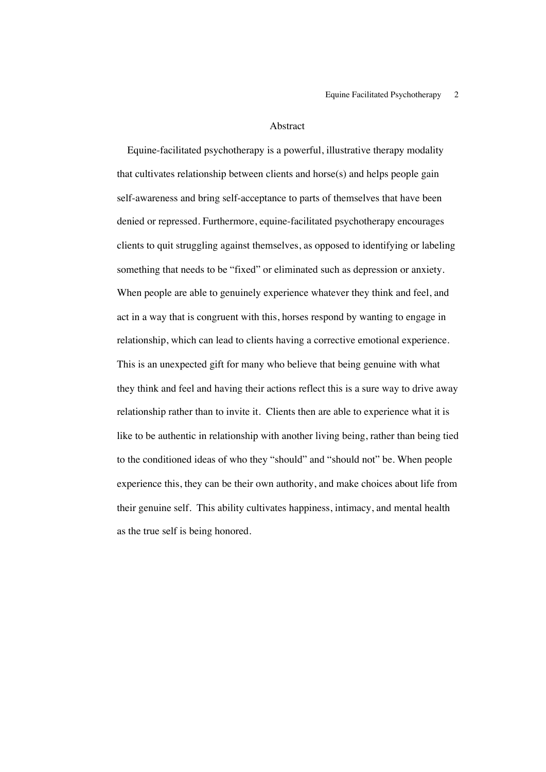# Abstract

Equine-facilitated psychotherapy is a powerful, illustrative therapy modality that cultivates relationship between clients and horse(s) and helps people gain self-awareness and bring self-acceptance to parts of themselves that have been denied or repressed. Furthermore, equine-facilitated psychotherapy encourages clients to quit struggling against themselves, as opposed to identifying or labeling something that needs to be "fixed" or eliminated such as depression or anxiety. When people are able to genuinely experience whatever they think and feel, and act in a way that is congruent with this, horses respond by wanting to engage in relationship, which can lead to clients having a corrective emotional experience. This is an unexpected gift for many who believe that being genuine with what they think and feel and having their actions reflect this is a sure way to drive away relationship rather than to invite it. Clients then are able to experience what it is like to be authentic in relationship with another living being, rather than being tied to the conditioned ideas of who they "should" and "should not" be. When people experience this, they can be their own authority, and make choices about life from their genuine self. This ability cultivates happiness, intimacy, and mental health as the true self is being honored.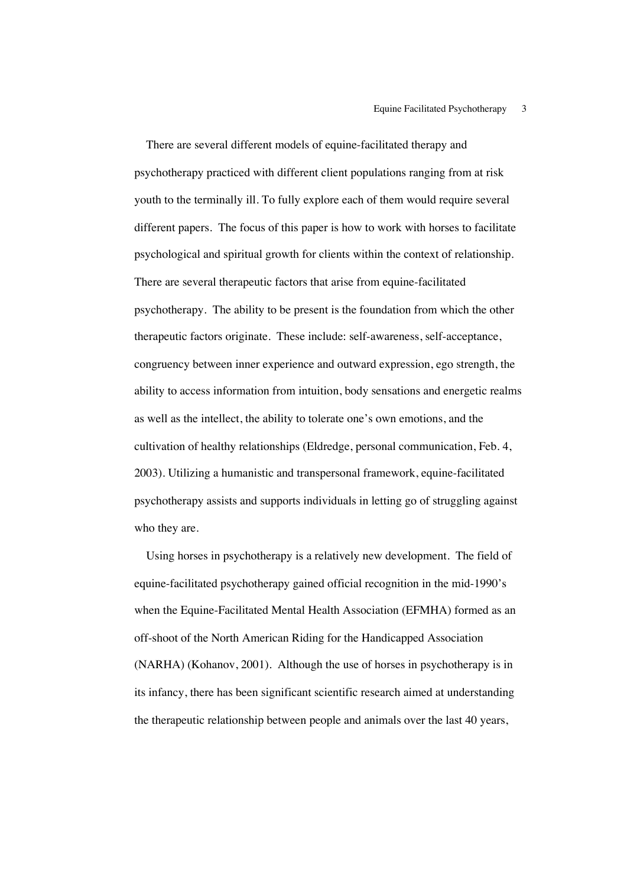There are several different models of equine-facilitated therapy and psychotherapy practiced with different client populations ranging from at risk youth to the terminally ill. To fully explore each of them would require several different papers. The focus of this paper is how to work with horses to facilitate psychological and spiritual growth for clients within the context of relationship. There are several therapeutic factors that arise from equine-facilitated psychotherapy. The ability to be present is the foundation from which the other therapeutic factors originate. These include: self-awareness, self-acceptance, congruency between inner experience and outward expression, ego strength, the ability to access information from intuition, body sensations and energetic realms as well as the intellect, the ability to tolerate one's own emotions, and the cultivation of healthy relationships (Eldredge, personal communication, Feb. 4, 2003). Utilizing a humanistic and transpersonal framework, equine-facilitated psychotherapy assists and supports individuals in letting go of struggling against who they are.

Using horses in psychotherapy is a relatively new development. The field of equine-facilitated psychotherapy gained official recognition in the mid-1990's when the Equine-Facilitated Mental Health Association (EFMHA) formed as an off-shoot of the North American Riding for the Handicapped Association (NARHA) (Kohanov, 2001). Although the use of horses in psychotherapy is in its infancy, there has been significant scientific research aimed at understanding the therapeutic relationship between people and animals over the last 40 years,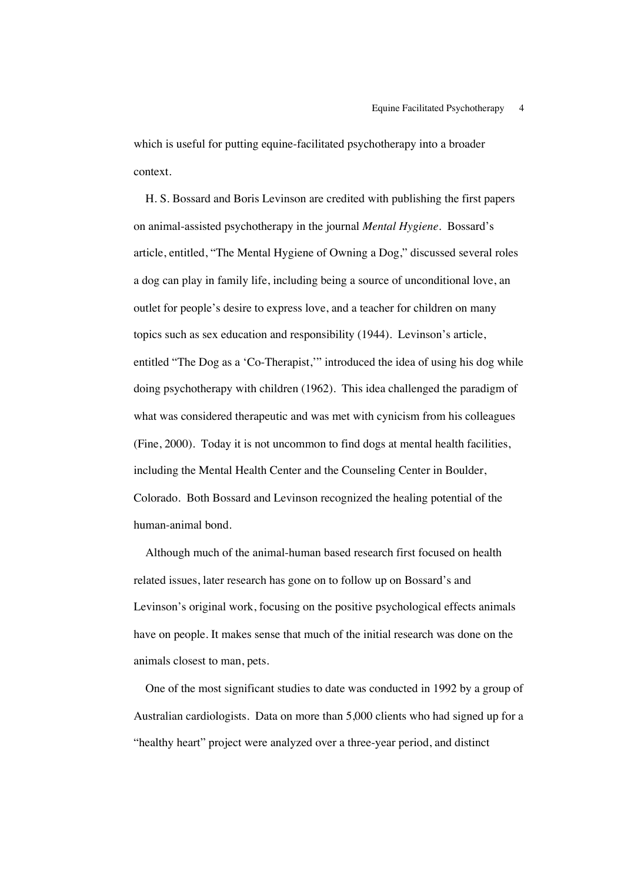which is useful for putting equine-facilitated psychotherapy into a broader context.

H. S. Bossard and Boris Levinson are credited with publishing the first papers on animal-assisted psychotherapy in the journal *Mental Hygiene*. Bossard's article, entitled, "The Mental Hygiene of Owning a Dog," discussed several roles a dog can play in family life, including being a source of unconditional love, an outlet for people's desire to express love, and a teacher for children on many topics such as sex education and responsibility (1944). Levinson's article, entitled "The Dog as a 'Co-Therapist,'" introduced the idea of using his dog while doing psychotherapy with children (1962). This idea challenged the paradigm of what was considered therapeutic and was met with cynicism from his colleagues (Fine, 2000). Today it is not uncommon to find dogs at mental health facilities, including the Mental Health Center and the Counseling Center in Boulder, Colorado. Both Bossard and Levinson recognized the healing potential of the human-animal bond.

Although much of the animal-human based research first focused on health related issues, later research has gone on to follow up on Bossard's and Levinson's original work, focusing on the positive psychological effects animals have on people. It makes sense that much of the initial research was done on the animals closest to man, pets.

One of the most significant studies to date was conducted in 1992 by a group of Australian cardiologists. Data on more than 5,000 clients who had signed up for a "healthy heart" project were analyzed over a three-year period, and distinct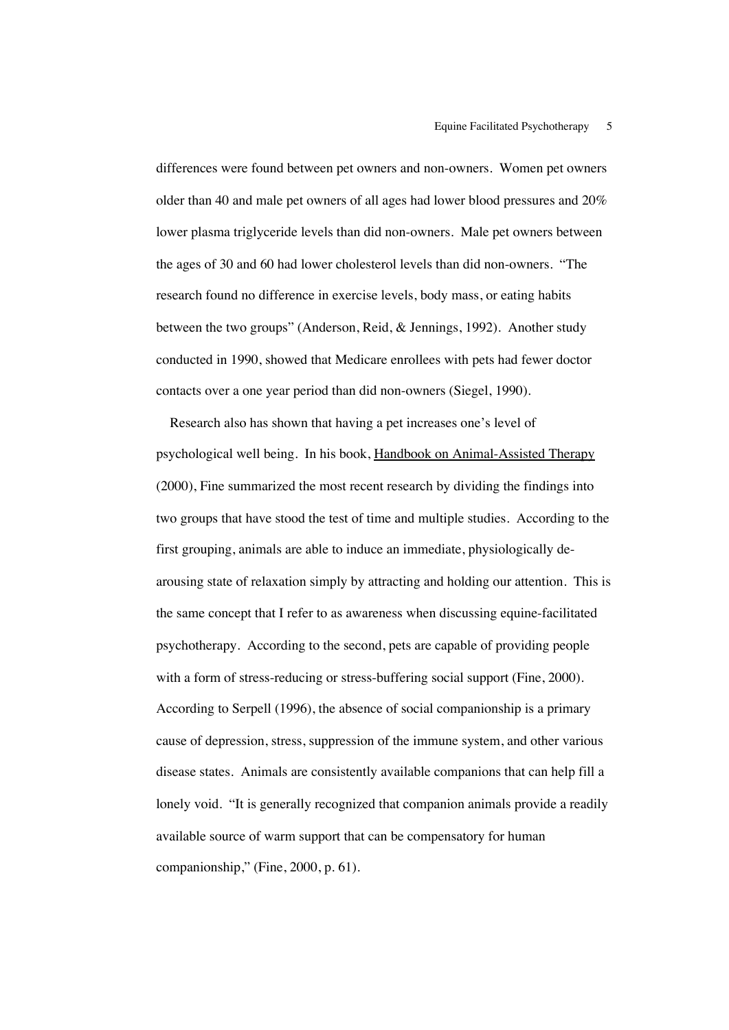differences were found between pet owners and non-owners. Women pet owners older than 40 and male pet owners of all ages had lower blood pressures and 20% lower plasma triglyceride levels than did non-owners. Male pet owners between the ages of 30 and 60 had lower cholesterol levels than did non-owners. "The research found no difference in exercise levels, body mass, or eating habits between the two groups" (Anderson, Reid, & Jennings, 1992). Another study conducted in 1990, showed that Medicare enrollees with pets had fewer doctor contacts over a one year period than did non-owners (Siegel, 1990).

Research also has shown that having a pet increases one's level of psychological well being. In his book, Handbook on Animal-Assisted Therapy (2000), Fine summarized the most recent research by dividing the findings into two groups that have stood the test of time and multiple studies. According to the first grouping, animals are able to induce an immediate, physiologically de-arousing state of relaxation simply by attracting and holding our attention. This is the same concept that I refer to as awareness when discussing equine-facilitated psychotherapy. According to the second, pets are capable of providing people with a form of stress-reducing or stress-buffering social support (Fine, 2000). According to Serpell (1996), the absence of social companionship is a primary cause of depression, stress, suppression of the immune system, and other various disease states. Animals are consistently available companions that can help fill a lonely void. "It is generally recognized that companion animals provide a readily available source of warm support that can be compensatory for human companionship," (Fine, 2000, p. 61).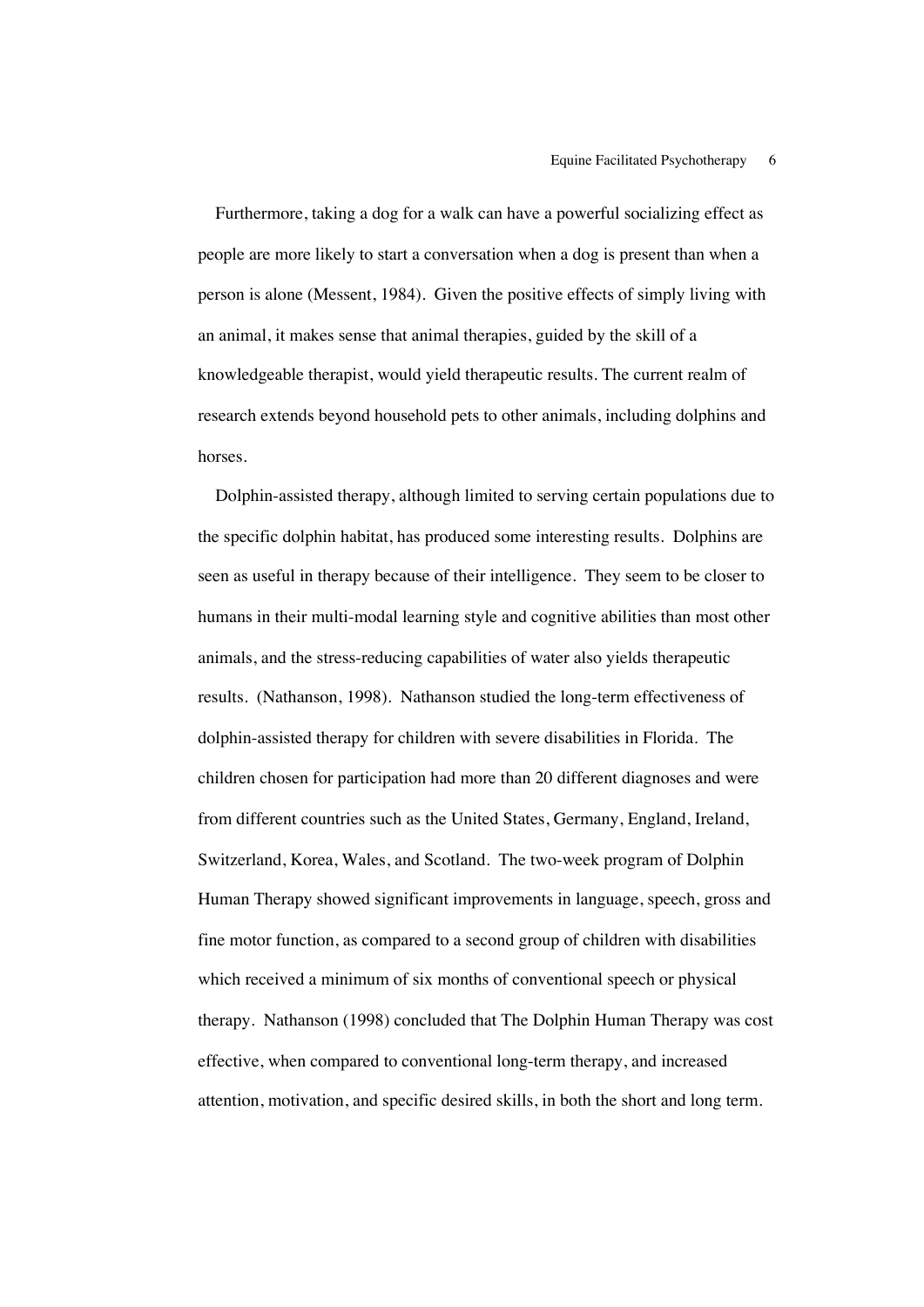Furthermore, taking a dog for a walk can have a powerful socializing effect as people are more likely to start a conversation when a dog is present than when a person is alone (Messent, 1984). Given the positive effects of simply living with an animal, it makes sense that animal therapies, guided by the skill of a knowledgeable therapist, would yield therapeutic results. The current realm of research extends beyond household pets to other animals, including dolphins and horses.

Dolphin-assisted therapy, although limited to serving certain populations due to the specific dolphin habitat, has produced some interesting results. Dolphins are seen as useful in therapy because of their intelligence. They seem to be closer to humans in their multi-modal learning style and cognitive abilities than most other animals, and the stress-reducing capabilities of water also yields therapeutic results. (Nathanson, 1998). Nathanson studied the long-term effectiveness of dolphin-assisted therapy for children with severe disabilities in Florida. The children chosen for participation had more than 20 different diagnoses and were from different countries such as the United States, Germany, England, Ireland, Switzerland, Korea, Wales, and Scotland. The two-week program of Dolphin Human Therapy showed significant improvements in language, speech, gross and fine motor function, as compared to a second group of children with disabilities which received a minimum of six months of conventional speech or physical therapy. Nathanson (1998) concluded that The Dolphin Human Therapy was cost effective, when compared to conventional long-term therapy, and increased attention, motivation, and specific desired skills, in both the short and long term.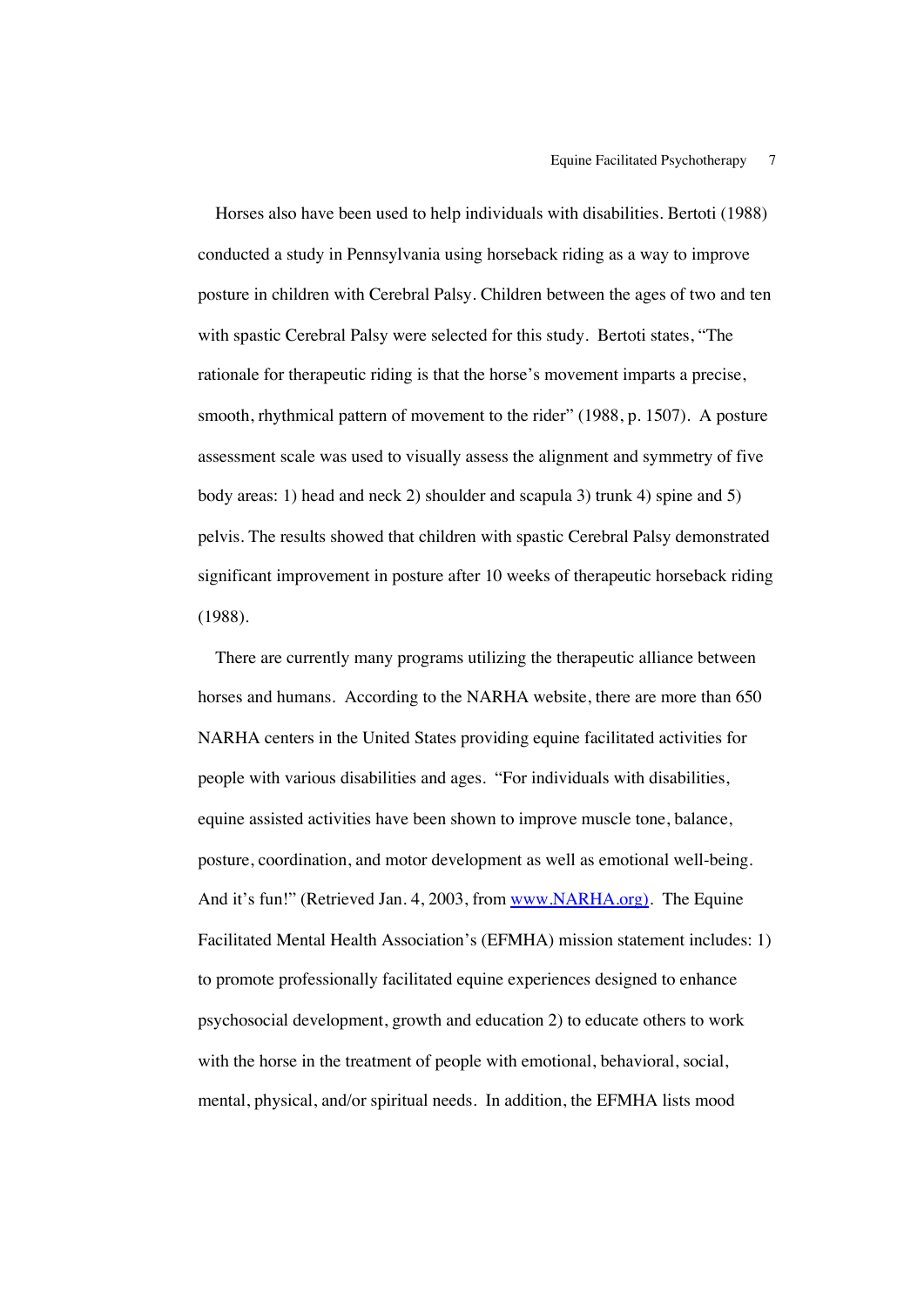Horses also have been used to help individuals with disabilities. Bertoti (1988) conducted a study in Pennsylvania using horseback riding as a way to improve posture in children with Cerebral Palsy. Children between the ages of two and ten with spastic Cerebral Palsy were selected for this study. Bertoti states, "The rationale for therapeutic riding is that the horse's movement imparts a precise, smooth, rhythmical pattern of movement to the rider" (1988, p. 1507). A posture assessment scale was used to visually assess the alignment and symmetry of five body areas: 1) head and neck 2) shoulder and scapula 3) trunk 4) spine and 5) pelvis. The results showed that children with spastic Cerebral Palsy demonstrated significant improvement in posture after 10 weeks of therapeutic horseback riding (1988).

There are currently many programs utilizing the therapeutic alliance between horses and humans. According to the NARHA website, there are more than 650 NARHA centers in the United States providing equine facilitated activities for people with various disabilities and ages. "For individuals with disabilities, equine assisted activities have been shown to improve muscle tone, balance, posture, coordination, and motor development as well as emotional well-being. And it's fun!" (Retrieved Jan. 4, 2003, from www.NARHA.org). The Equine Facilitated Mental Health Association's (EFMHA) mission statement includes: 1) to promote professionally facilitated equine experiences designed to enhance psychosocial development, growth and education 2) to educate others to work with the horse in the treatment of people with emotional, behavioral, social, mental, physical, and/or spiritual needs. In addition, the EFMHA lists mood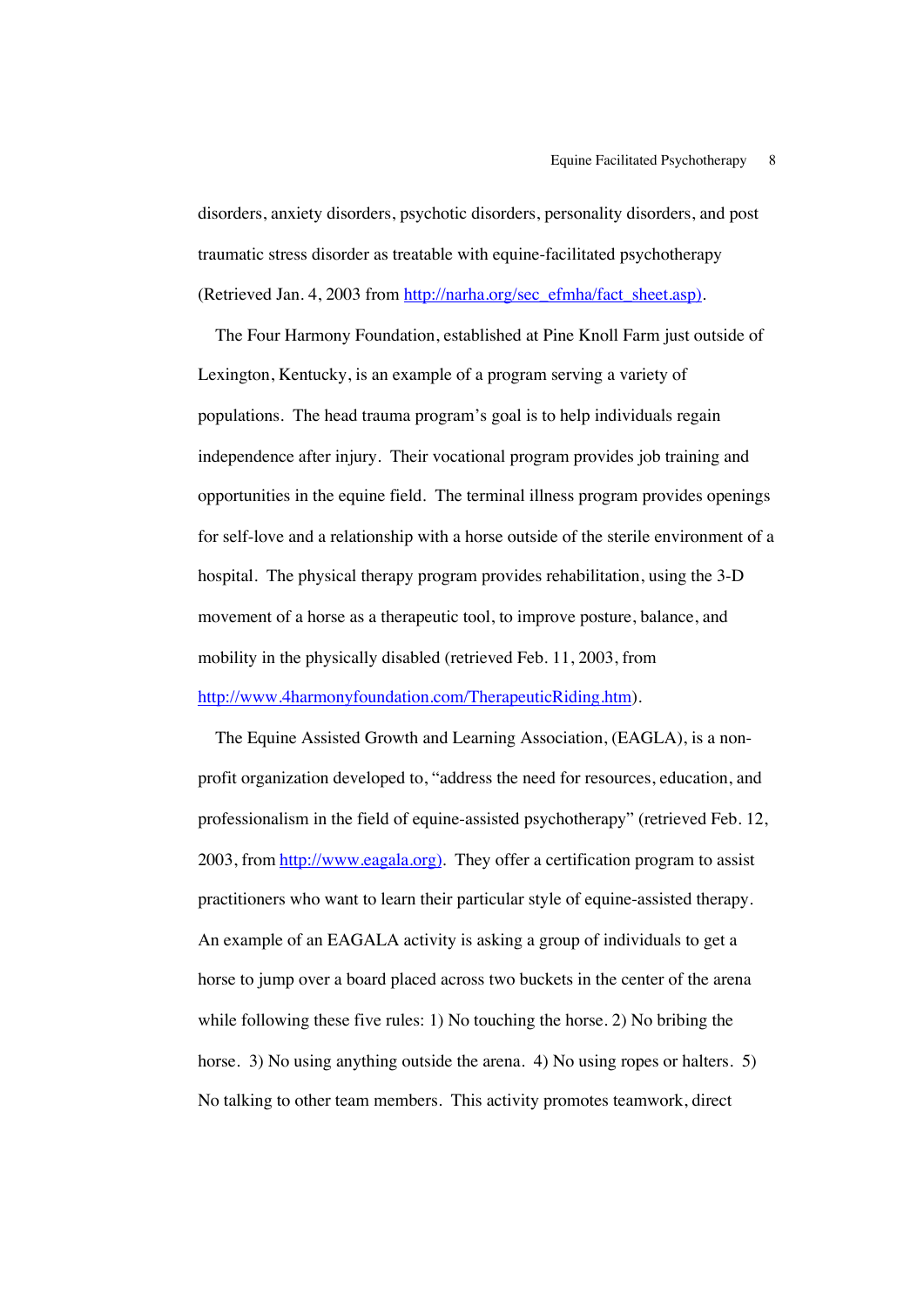disorders, anxiety disorders, psychotic disorders, personality disorders, and post traumatic stress disorder as treatable with equine-facilitated psychotherapy (Retrieved Jan. 4, 2003 from http://narha.org/sec_efmha/fact_sheet.asp).

The Four Harmony Foundation, established at Pine Knoll Farm just outside of Lexington, Kentucky, is an example of a program serving a variety of populations. The head trauma program's goal is to help individuals regain independence after injury. Their vocational program provides job training and opportunities in the equine field. The terminal illness program provides openings for self-love and a relationship with a horse outside of the sterile environment of a hospital. The physical therapy program provides rehabilitation, using the 3-D movement of a horse as a therapeutic tool, to improve posture, balance, and mobility in the physically disabled (retrieved Feb. 11, 2003, from http://www.4harmonyfoundation.com/TherapeuticRiding.htm).

The Equine Assisted Growth and Learning Association, (EAGLA), is a non-profit organization developed to, "address the need for resources, education, and professionalism in the field of equine-assisted psychotherapy" (retrieved Feb. 12, 2003, from http://www.eagala.org). They offer a certification program to assist practitioners who want to learn their particular style of equine-assisted therapy. An example of an EAGALA activity is asking a group of individuals to get a horse to jump over a board placed across two buckets in the center of the arena while following these five rules: 1) No touching the horse. 2) No bribing the horse. 3) No using anything outside the arena. 4) No using ropes or halters. 5) No talking to other team members. This activity promotes teamwork, direct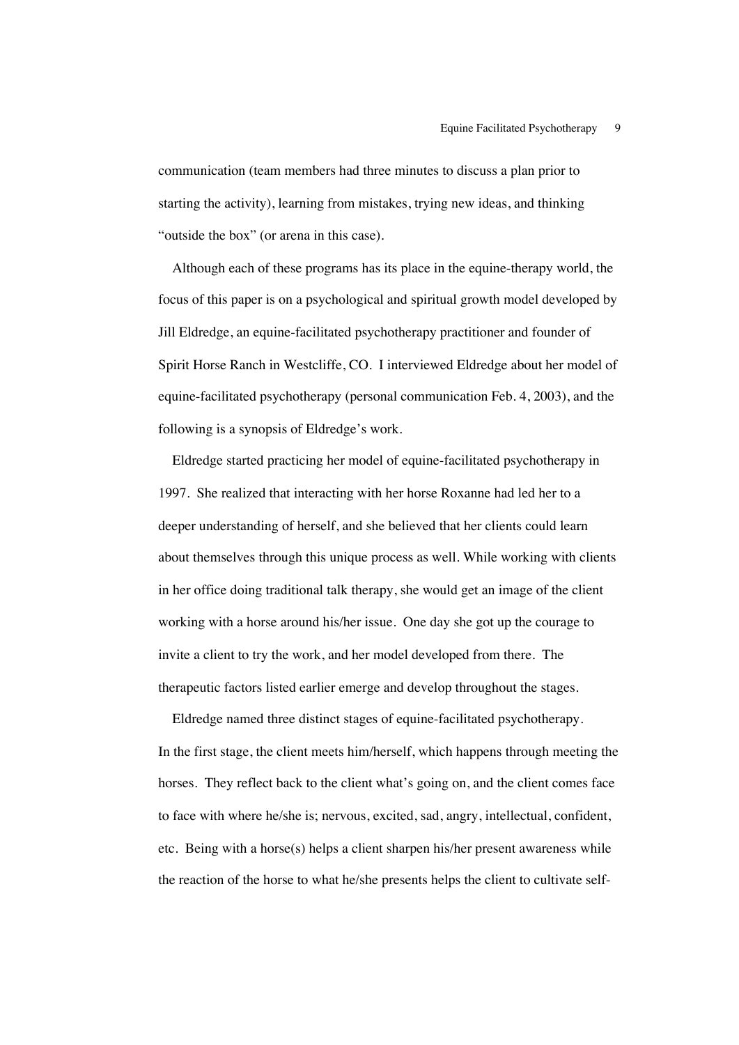communication (team members had three minutes to discuss a plan prior to starting the activity), learning from mistakes, trying new ideas, and thinking "outside the box" (or arena in this case).

Although each of these programs has its place in the equine-therapy world, the focus of this paper is on a psychological and spiritual growth model developed by Jill Eldredge, an equine-facilitated psychotherapy practitioner and founder of Spirit Horse Ranch in Westcliffe, CO. I interviewed Eldredge about her model of equine-facilitated psychotherapy (personal communication Feb. 4, 2003), and the following is a synopsis of Eldredge's work.

Eldredge started practicing her model of equine-facilitated psychotherapy in 1997. She realized that interacting with her horse Roxanne had led her to a deeper understanding of herself, and she believed that her clients could learn about themselves through this unique process as well. While working with clients in her office doing traditional talk therapy, she would get an image of the client working with a horse around his/her issue. One day she got up the courage to invite a client to try the work, and her model developed from there. The therapeutic factors listed earlier emerge and develop throughout the stages.

Eldredge named three distinct stages of equine-facilitated psychotherapy. In the first stage, the client meets him/herself, which happens through meeting the horses. They reflect back to the client what's going on, and the client comes face to face with where he/she is; nervous, excited, sad, angry, intellectual, confident, etc. Being with a horse(s) helps a client sharpen his/her present awareness while the reaction of the horse to what he/she presents helps the client to cultivate self-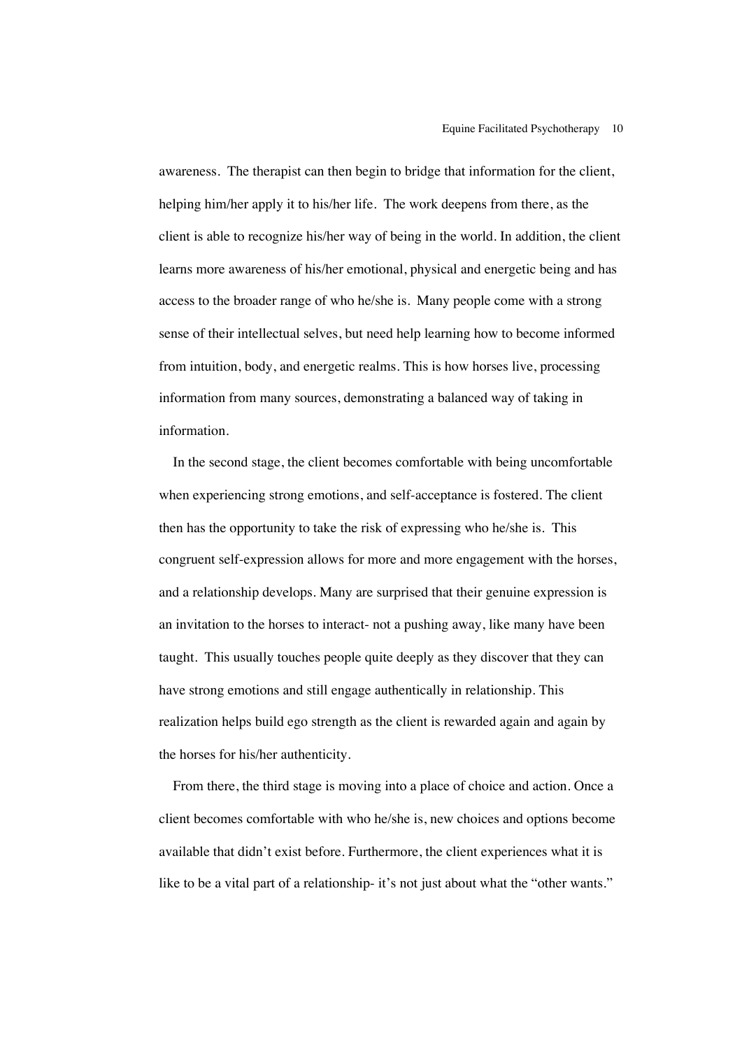awareness. The therapist can then begin to bridge that information for the client, helping him/her apply it to his/her life. The work deepens from there, as the client is able to recognize his/her way of being in the world. In addition, the client learns more awareness of his/her emotional, physical and energetic being and has access to the broader range of who he/she is. Many people come with a strong sense of their intellectual selves, but need help learning how to become informed from intuition, body, and energetic realms. This is how horses live, processing information from many sources, demonstrating a balanced way of taking in information.

In the second stage, the client becomes comfortable with being uncomfortable when experiencing strong emotions, and self-acceptance is fostered. The client then has the opportunity to take the risk of expressing who he/she is. This congruent self-expression allows for more and more engagement with the horses, and a relationship develops. Many are surprised that their genuine expression is an invitation to the horses to interact- not a pushing away, like many have been taught. This usually touches people quite deeply as they discover that they can have strong emotions and still engage authentically in relationship. This realization helps build ego strength as the client is rewarded again and again by the horses for his/her authenticity.

From there, the third stage is moving into a place of choice and action. Once a client becomes comfortable with who he/she is, new choices and options become available that didn't exist before. Furthermore, the client experiences what it is like to be a vital part of a relationship- it's not just about what the "other wants."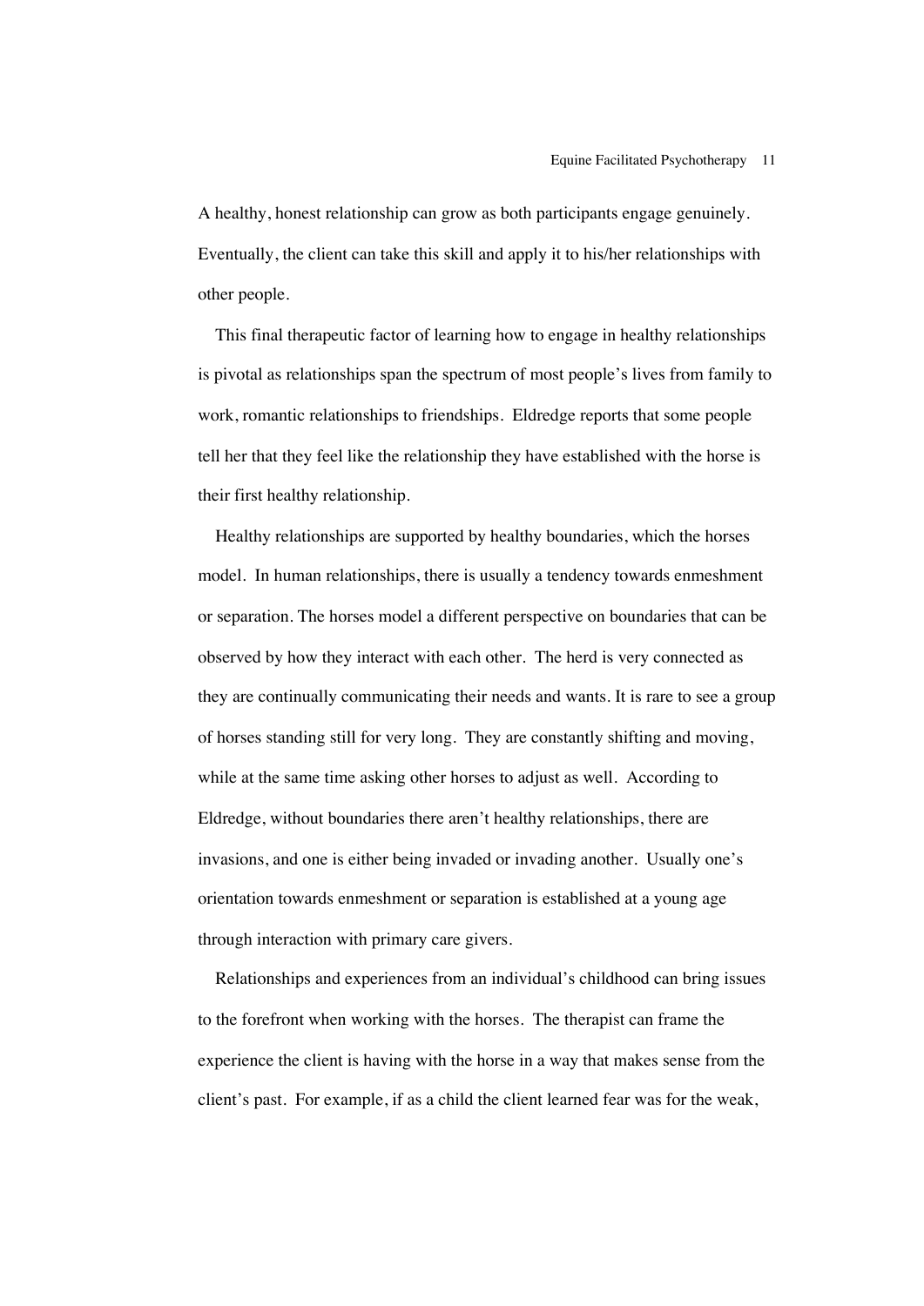A healthy, honest relationship can grow as both participants engage genuinely. Eventually, the client can take this skill and apply it to his/her relationships with other people.

This final therapeutic factor of learning how to engage in healthy relationships is pivotal as relationships span the spectrum of most people's lives from family to work, romantic relationships to friendships. Eldredge reports that some people tell her that they feel like the relationship they have established with the horse is their first healthy relationship.

Healthy relationships are supported by healthy boundaries, which the horses model. In human relationships, there is usually a tendency towards enmeshment or separation. The horses model a different perspective on boundaries that can be observed by how they interact with each other. The herd is very connected as they are continually communicating their needs and wants. It is rare to see a group of horses standing still for very long. They are constantly shifting and moving, while at the same time asking other horses to adjust as well. According to Eldredge, without boundaries there aren't healthy relationships, there are invasions, and one is either being invaded or invading another. Usually one's orientation towards enmeshment or separation is established at a young age through interaction with primary care givers.

Relationships and experiences from an individual's childhood can bring issues to the forefront when working with the horses. The therapist can frame the experience the client is having with the horse in a way that makes sense from the client's past. For example, if as a child the client learned fear was for the weak,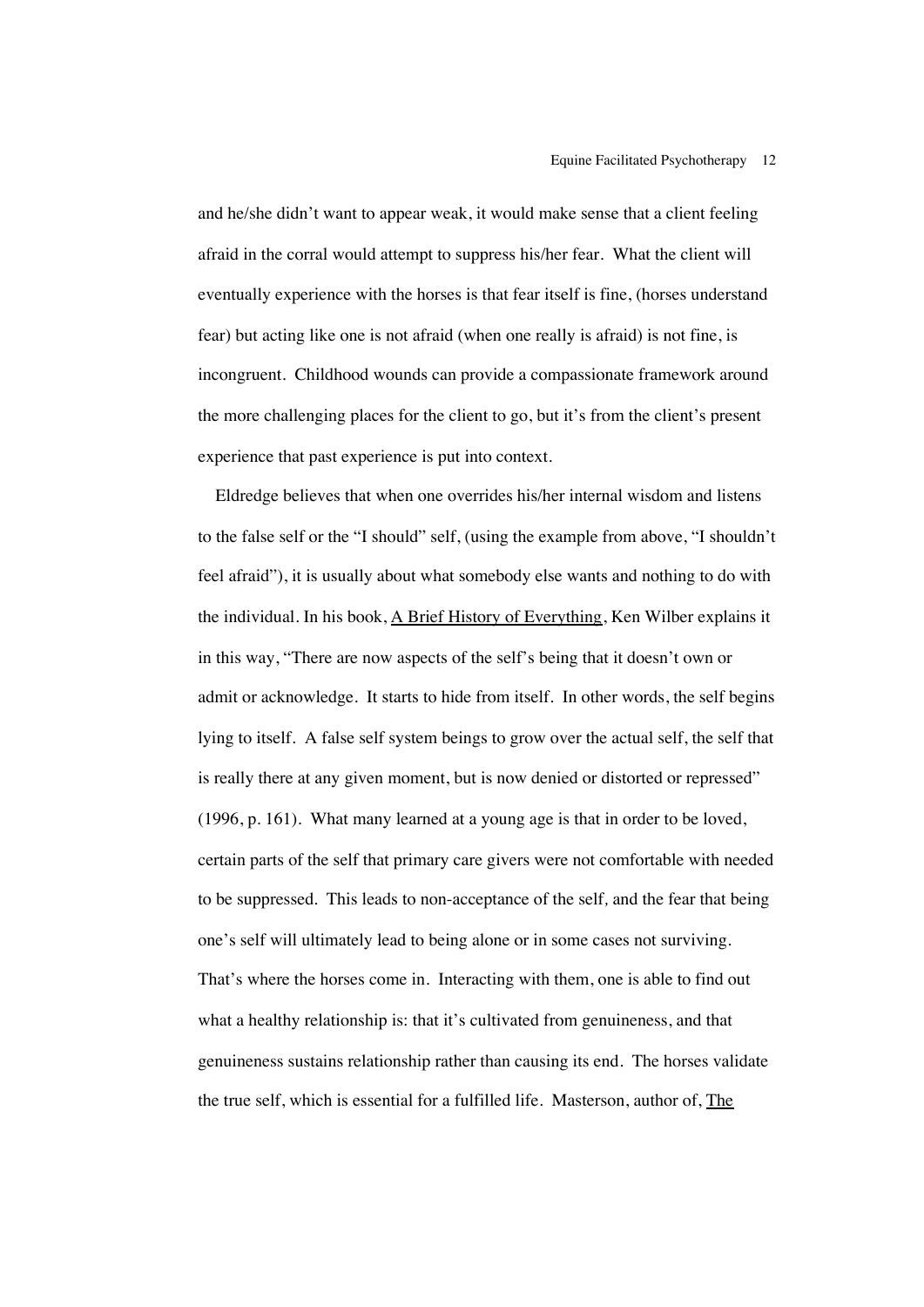and he/she didn't want to appear weak, it would make sense that a client feeling afraid in the corral would attempt to suppress his/her fear. What the client will eventually experience with the horses is that fear itself is fine, (horses understand fear) but acting like one is not afraid (when one really is afraid) is not fine, is incongruent. Childhood wounds can provide a compassionate framework around the more challenging places for the client to go, but it's from the client's present experience that past experience is put into context.

Eldredge believes that when one overrides his/her internal wisdom and listens to the false self or the "I should" self, (using the example from above, "I shouldn't feel afraid"), it is usually about what somebody else wants and nothing to do with the individual. In his book, <u>A Brief History of Everything</u>, Ken Wilber explains it in this way, "There are now aspects of the self's being that it doesn't own or admit or acknowledge. It starts to hide from itself. In other words, the self begins lying to itself. A false self system beings to grow over the actual self, the self that is really there at any given moment, but is now denied or distorted or repressed" (1996, p. 161). What many learned at a young age is that in order to be loved, certain parts of the self that primary care givers were not comfortable with needed to be suppressed. This leads to non-acceptance of the self, and the fear that being one's self will ultimately lead to being alone or in some cases not surviving. That's where the horses come in. Interacting with them, one is able to find out what a healthy relationship is: that it's cultivated from genuineness, and that genuineness sustains relationship rather than causing its end. The horses validate the true self, which is essential for a fulfilled life. Masterson, author of, <u>The</u>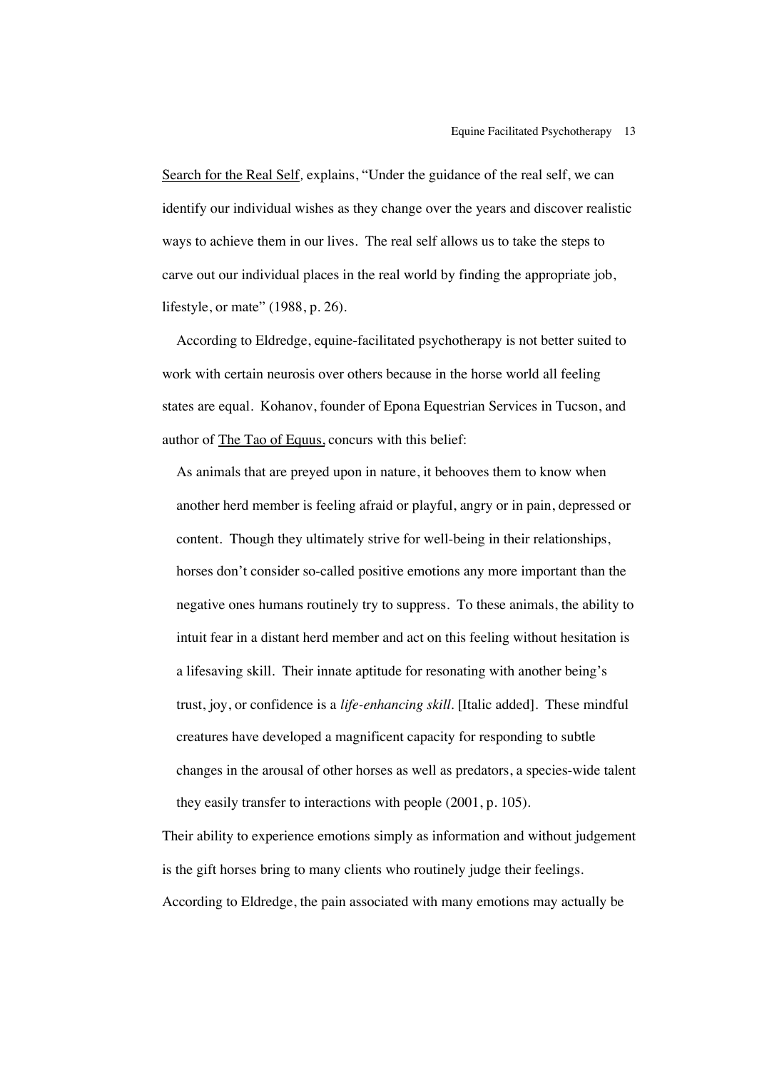Search for the Real Self, explains, "Under the guidance of the real self, we can identify our individual wishes as they change over the years and discover realistic ways to achieve them in our lives. The real self allows us to take the steps to carve out our individual places in the real world by finding the appropriate job, lifestyle, or mate" (1988, p. 26).

According to Eldredge, equine-facilitated psychotherapy is not better suited to work with certain neurosis over others because in the horse world all feeling states are equal. Kohanov, founder of Epona Equestrian Services in Tucson, and author of The Tao of Equus, concurs with this belief:

> As animals that are preyed upon in nature, it behooves them to know when another herd member is feeling afraid or playful, angry or in pain, depressed or content. Though they ultimately strive for well-being in their relationships, horses don't consider so-called positive emotions any more important than the negative ones humans routinely try to suppress. To these animals, the ability to intuit fear in a distant herd member and act on this feeling without hesitation is a lifesaving skill. Their innate aptitude for resonating with another being's trust, joy, or confidence is a *life-enhancing skill*. [Italic added]. These mindful creatures have developed a magnificent capacity for responding to subtle changes in the arousal of other horses as well as predators, a species-wide talent they easily transfer to interactions with people (2001, p. 105).

Their ability to experience emotions simply as information and without judgement is the gift horses bring to many clients who routinely judge their feelings. According to Eldredge, the pain associated with many emotions may actually be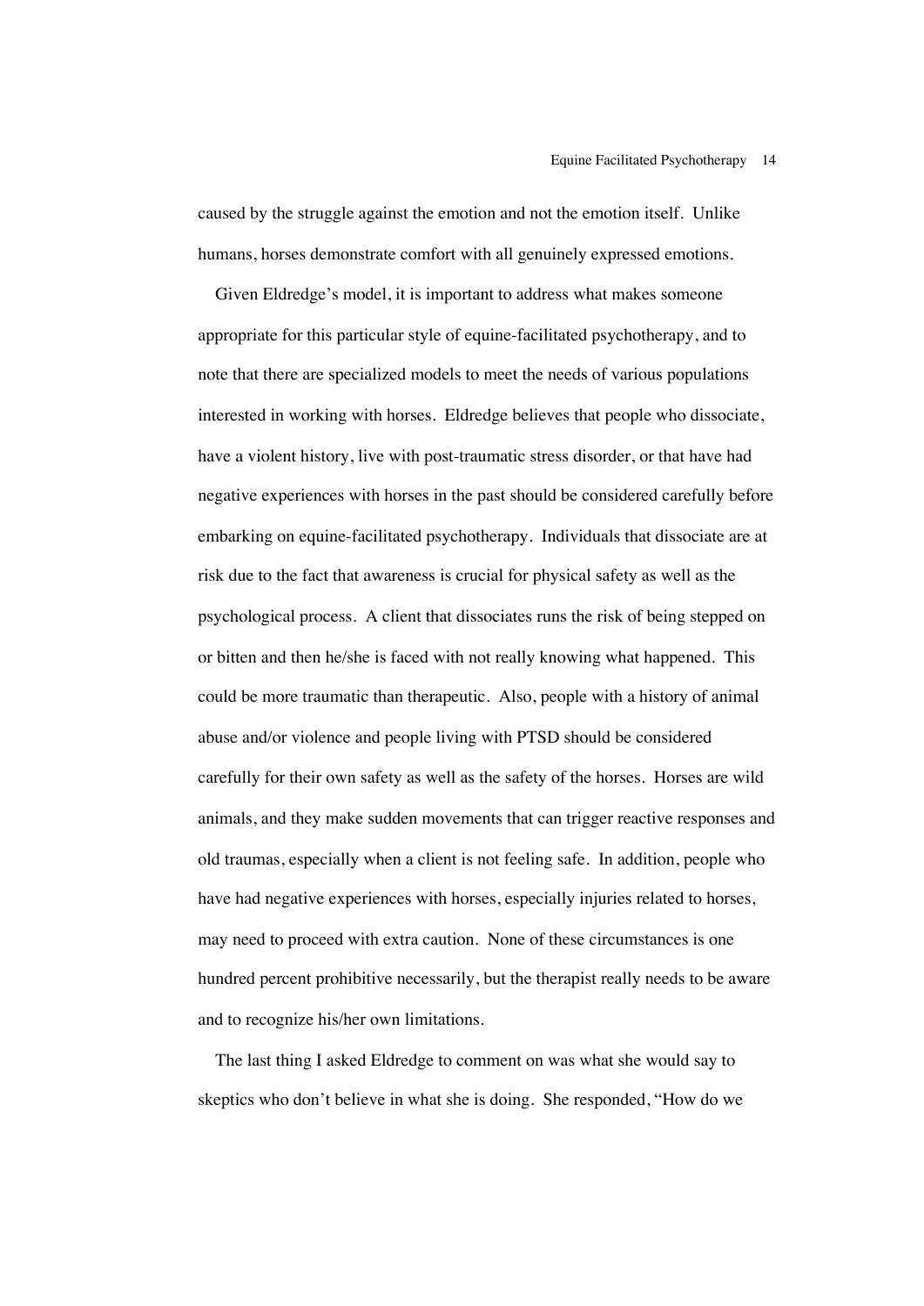caused by the struggle against the emotion and not the emotion itself. Unlike humans, horses demonstrate comfort with all genuinely expressed emotions.

Given Eldredge's model, it is important to address what makes someone appropriate for this particular style of equine-facilitated psychotherapy, and to note that there are specialized models to meet the needs of various populations interested in working with horses. Eldredge believes that people who dissociate, have a violent history, live with post-traumatic stress disorder, or that have had negative experiences with horses in the past should be considered carefully before embarking on equine-facilitated psychotherapy. Individuals that dissociate are at risk due to the fact that awareness is crucial for physical safety as well as the psychological process. A client that dissociates runs the risk of being stepped on or bitten and then he/she is faced with not really knowing what happened. This could be more traumatic than therapeutic. Also, people with a history of animal abuse and/or violence and people living with PTSD should be considered carefully for their own safety as well as the safety of the horses. Horses are wild animals, and they make sudden movements that can trigger reactive responses and old traumas, especially when a client is not feeling safe. In addition, people who have had negative experiences with horses, especially injuries related to horses, may need to proceed with extra caution. None of these circumstances is one hundred percent prohibitive necessarily, but the therapist really needs to be aware and to recognize his/her own limitations.

The last thing I asked Eldredge to comment on was what she would say to skeptics who don't believe in what she is doing. She responded, "How do we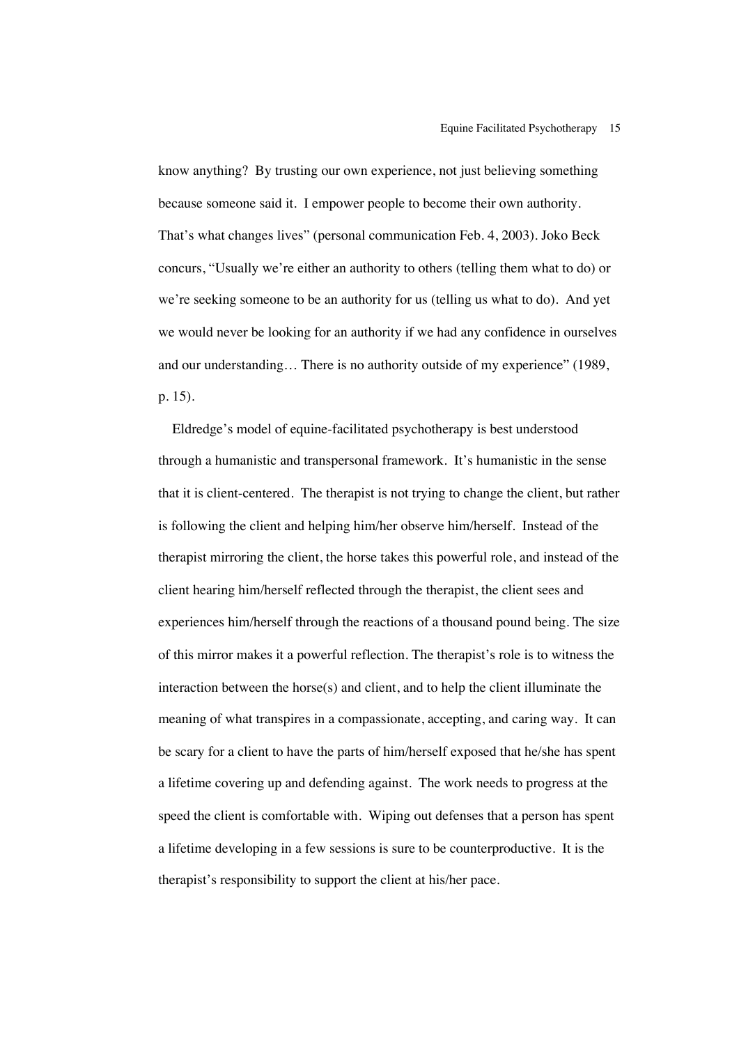know anything? By trusting our own experience, not just believing something because someone said it. I empower people to become their own authority. That's what changes lives" (personal communication Feb. 4, 2003). Joko Beck concurs, "Usually we're either an authority to others (telling them what to do) or we're seeking someone to be an authority for us (telling us what to do). And yet we would never be looking for an authority if we had any confidence in ourselves and our understanding… There is no authority outside of my experience" (1989, p. 15).

Eldredge's model of equine-facilitated psychotherapy is best understood through a humanistic and transpersonal framework. It's humanistic in the sense that it is client-centered. The therapist is not trying to change the client, but rather is following the client and helping him/her observe him/herself. Instead of the therapist mirroring the client, the horse takes this powerful role, and instead of the client hearing him/herself reflected through the therapist, the client sees and experiences him/herself through the reactions of a thousand pound being. The size of this mirror makes it a powerful reflection. The therapist's role is to witness the interaction between the horse(s) and client, and to help the client illuminate the meaning of what transpires in a compassionate, accepting, and caring way. It can be scary for a client to have the parts of him/herself exposed that he/she has spent a lifetime covering up and defending against. The work needs to progress at the speed the client is comfortable with. Wiping out defenses that a person has spent a lifetime developing in a few sessions is sure to be counterproductive. It is the therapist's responsibility to support the client at his/her pace.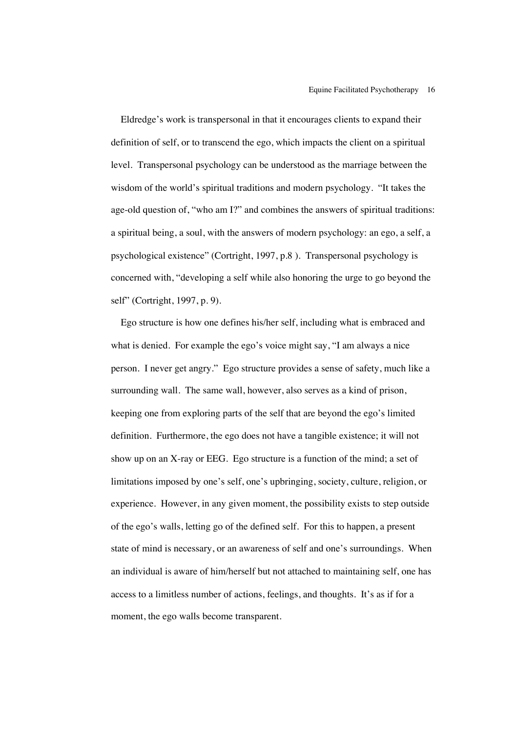Eldredge's work is transpersonal in that it encourages clients to expand their definition of self, or to transcend the ego, which impacts the client on a spiritual level. Transpersonal psychology can be understood as the marriage between the wisdom of the world's spiritual traditions and modern psychology. "It takes the age-old question of, "who am I?" and combines the answers of spiritual traditions: a spiritual being, a soul, with the answers of modern psychology: an ego, a self, a psychological existence" (Cortright, 1997, p.8 ). Transpersonal psychology is concerned with, "developing a self while also honoring the urge to go beyond the self" (Cortright, 1997, p. 9).

Ego structure is how one defines his/her self, including what is embraced and what is denied. For example the ego's voice might say, "I am always a nice person. I never get angry." Ego structure provides a sense of safety, much like a surrounding wall. The same wall, however, also serves as a kind of prison, keeping one from exploring parts of the self that are beyond the ego's limited definition. Furthermore, the ego does not have a tangible existence; it will not show up on an X-ray or EEG. Ego structure is a function of the mind; a set of limitations imposed by one's self, one's upbringing, society, culture, religion, or experience. However, in any given moment, the possibility exists to step outside of the ego's walls, letting go of the defined self. For this to happen, a present state of mind is necessary, or an awareness of self and one's surroundings. When an individual is aware of him/herself but not attached to maintaining self, one has access to a limitless number of actions, feelings, and thoughts. It's as if for a moment, the ego walls become transparent.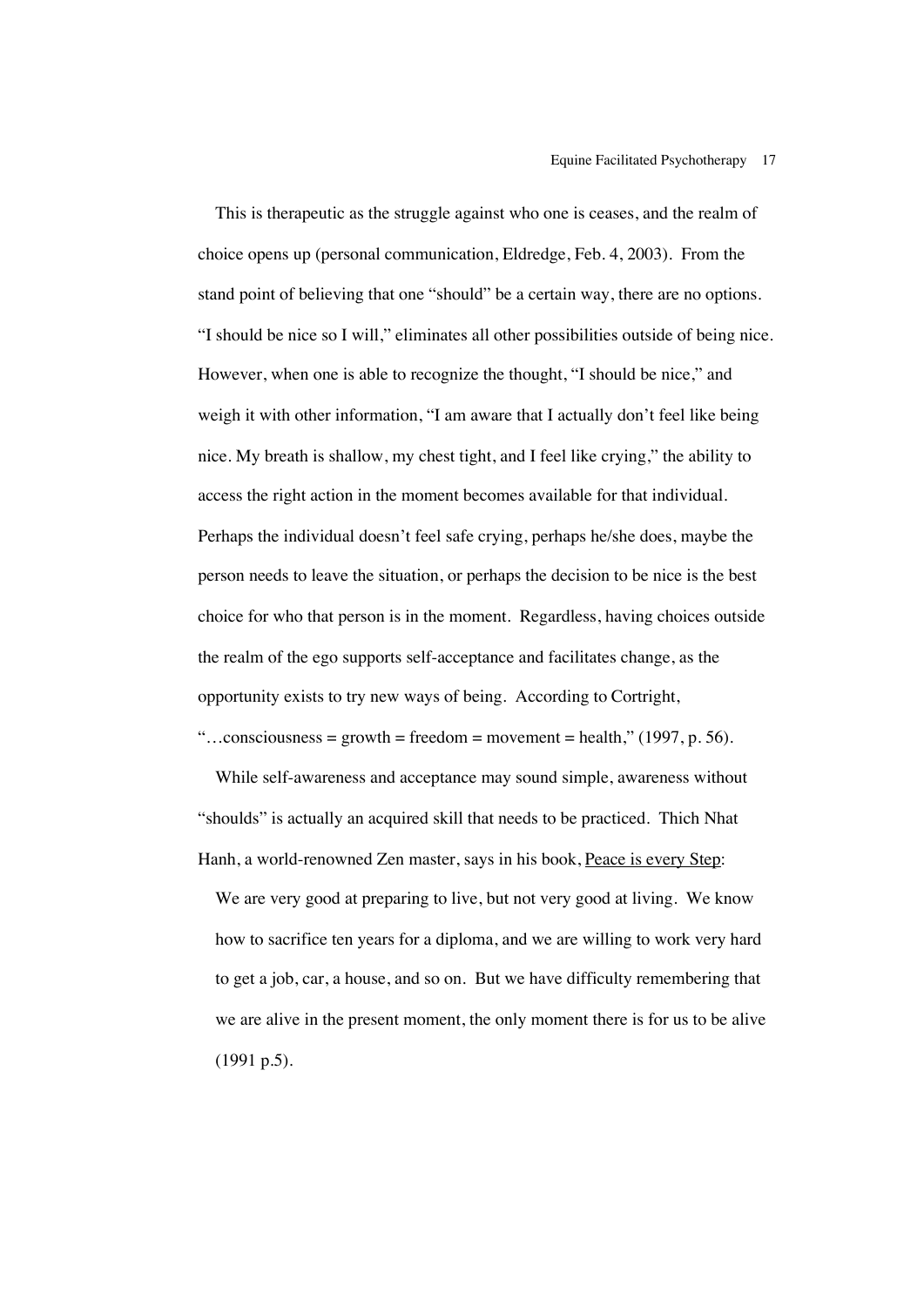This is therapeutic as the struggle against who one is ceases, and the realm of choice opens up (personal communication, Eldredge, Feb. 4, 2003). From the stand point of believing that one "should" be a certain way, there are no options. "I should be nice so I will," eliminates all other possibilities outside of being nice. However, when one is able to recognize the thought, "I should be nice," and weigh it with other information, "I am aware that I actually don't feel like being nice. My breath is shallow, my chest tight, and I feel like crying," the ability to access the right action in the moment becomes available for that individual. Perhaps the individual doesn't feel safe crying, perhaps he/she does, maybe the person needs to leave the situation, or perhaps the decision to be nice is the best choice for who that person is in the moment. Regardless, having choices outside the realm of the ego supports self-acceptance and facilitates change, as the opportunity exists to try new ways of being. According to Cortright, "…consciousness = growth = freedom = movement = health," (1997, p. 56).

While self-awareness and acceptance may sound simple, awareness without "shoulds" is actually an acquired skill that needs to be practiced. Thich Nhat Hanh, a world-renowned Zen master, says in his book, <u>Peace is every Step</u>:

> We are very good at preparing to live, but not very good at living. We know how to sacrifice ten years for a diploma, and we are willing to work very hard to get a job, car, a house, and so on. But we have difficulty remembering that we are alive in the present moment, the only moment there is for us to be alive (1991 p.5).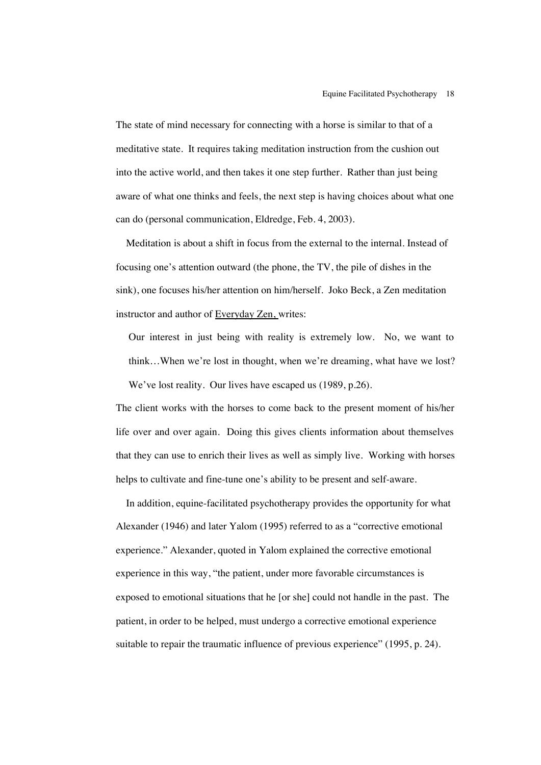The state of mind necessary for connecting with a horse is similar to that of a meditative state. It requires taking meditation instruction from the cushion out into the active world, and then takes it one step further. Rather than just being aware of what one thinks and feels, the next step is having choices about what one can do (personal communication, Eldredge, Feb. 4, 2003).

Meditation is about a shift in focus from the external to the internal. Instead of focusing one's attention outward (the phone, the TV, the pile of dishes in the sink), one focuses his/her attention on him/herself. Joko Beck, a Zen meditation instructor and author of Everyday Zen, writes:

> Our interest in just being with reality is extremely low. No, we want to think…When we're lost in thought, when we're dreaming, what have we lost? We've lost reality. Our lives have escaped us (1989, p.26).

The client works with the horses to come back to the present moment of his/her life over and over again. Doing this gives clients information about themselves that they can use to enrich their lives as well as simply live. Working with horses helps to cultivate and fine-tune one's ability to be present and self-aware.

In addition, equine-facilitated psychotherapy provides the opportunity for what Alexander (1946) and later Yalom (1995) referred to as a "corrective emotional experience." Alexander, quoted in Yalom explained the corrective emotional experience in this way, "the patient, under more favorable circumstances is exposed to emotional situations that he [or she] could not handle in the past. The patient, in order to be helped, must undergo a corrective emotional experience suitable to repair the traumatic influence of previous experience" (1995, p. 24).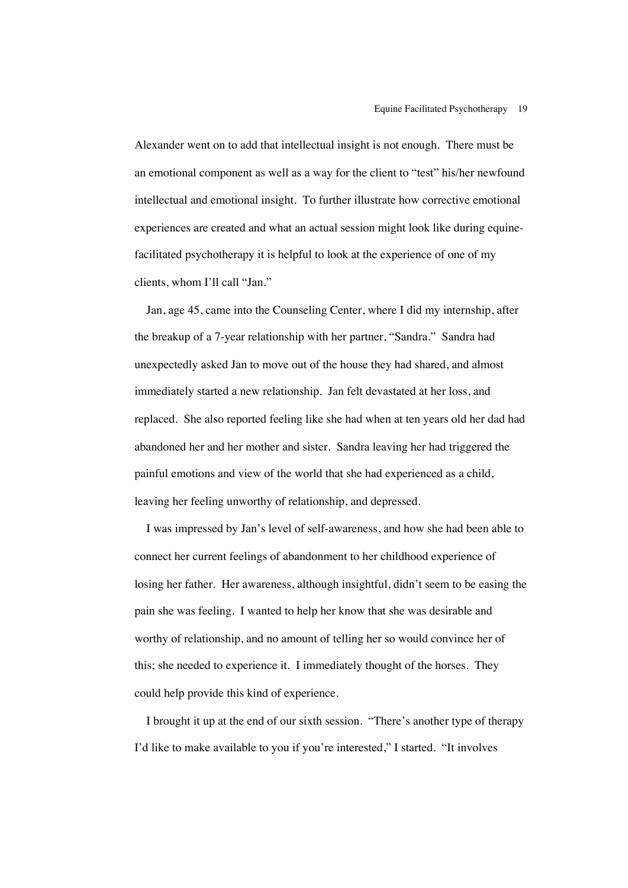Alexander went on to add that intellectual insight is not enough. There must be an emotional component as well as a way for the client to "test" his/her newfound intellectual and emotional insight. To further illustrate how corrective emotional experiences are created and what an actual session might look like during equine-facilitated psychotherapy it is helpful to look at the experience of one of my clients, whom I'll call "Jan."

Jan, age 45, came into the Counseling Center, where I did my internship, after the breakup of a 7-year relationship with her partner, "Sandra." Sandra had unexpectedly asked Jan to move out of the house they had shared, and almost immediately started a new relationship. Jan felt devastated at her loss, and replaced. She also reported feeling like she had when at ten years old her dad had abandoned her and her mother and sister. Sandra leaving her had triggered the painful emotions and view of the world that she had experienced as a child, leaving her feeling unworthy of relationship, and depressed.

I was impressed by Jan's level of self-awareness, and how she had been able to connect her current feelings of abandonment to her childhood experience of losing her father. Her awareness, although insightful, didn't seem to be easing the pain she was feeling. I wanted to help her know that she was desirable and worthy of relationship, and no amount of telling her so would convince her of this; she needed to experience it. I immediately thought of the horses. They could help provide this kind of experience.

I brought it up at the end of our sixth session. "There's another type of therapy I'd like to make available to you if you're interested," I started. "It involves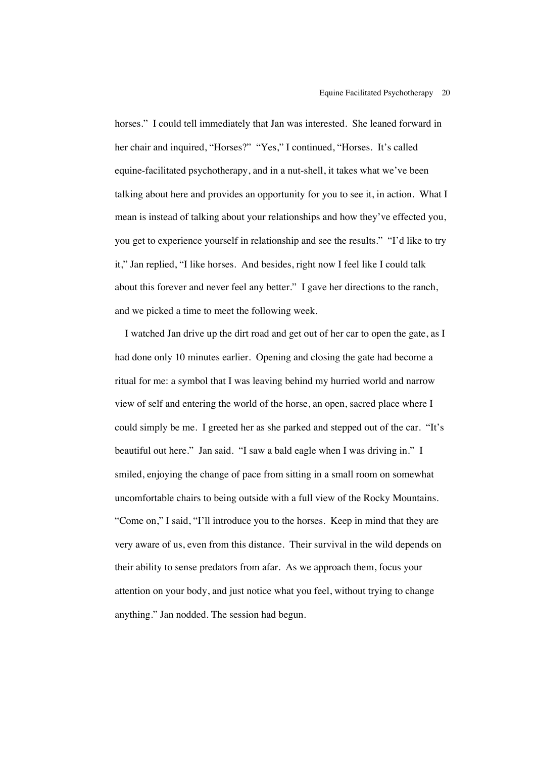horses." I could tell immediately that Jan was interested. She leaned forward in her chair and inquired, "Horses?" "Yes," I continued, "Horses. It's called equine-facilitated psychotherapy, and in a nut-shell, it takes what we've been talking about here and provides an opportunity for you to see it, in action. What I mean is instead of talking about your relationships and how they've effected you, you get to experience yourself in relationship and see the results." "I'd like to try it," Jan replied, "I like horses. And besides, right now I feel like I could talk about this forever and never feel any better." I gave her directions to the ranch, and we picked a time to meet the following week.

I watched Jan drive up the dirt road and get out of her car to open the gate, as I had done only 10 minutes earlier. Opening and closing the gate had become a ritual for me: a symbol that I was leaving behind my hurried world and narrow view of self and entering the world of the horse, an open, sacred place where I could simply be me. I greeted her as she parked and stepped out of the car. "It's beautiful out here." Jan said. "I saw a bald eagle when I was driving in." I smiled, enjoying the change of pace from sitting in a small room on somewhat uncomfortable chairs to being outside with a full view of the Rocky Mountains. "Come on," I said, "I'll introduce you to the horses. Keep in mind that they are very aware of us, even from this distance. Their survival in the wild depends on their ability to sense predators from afar. As we approach them, focus your attention on your body, and just notice what you feel, without trying to change anything." Jan nodded. The session had begun.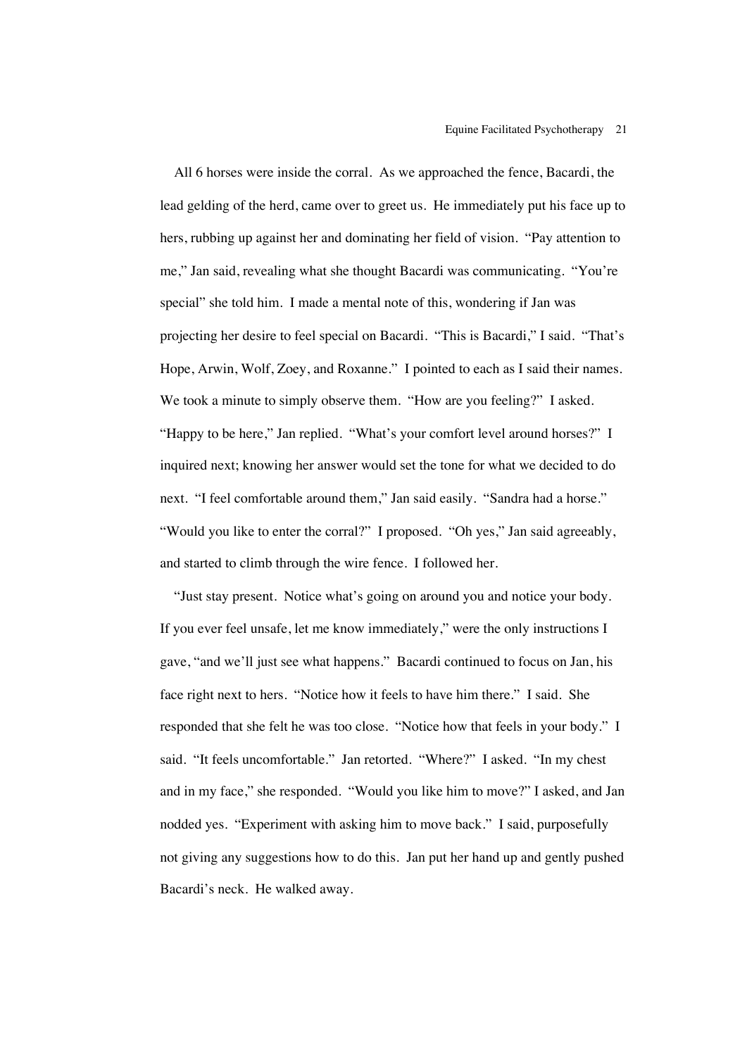All 6 horses were inside the corral. As we approached the fence, Bacardi, the lead gelding of the herd, came over to greet us. He immediately put his face up to hers, rubbing up against her and dominating her field of vision. "Pay attention to me," Jan said, revealing what she thought Bacardi was communicating. "You're special" she told him. I made a mental note of this, wondering if Jan was projecting her desire to feel special on Bacardi. "This is Bacardi," I said. "That's Hope, Arwin, Wolf, Zoey, and Roxanne." I pointed to each as I said their names. We took a minute to simply observe them. "How are you feeling?" I asked. "Happy to be here," Jan replied. "What's your comfort level around horses?" I inquired next; knowing her answer would set the tone for what we decided to do next. "I feel comfortable around them," Jan said easily. "Sandra had a horse." "Would you like to enter the corral?" I proposed. "Oh yes," Jan said agreeably, and started to climb through the wire fence. I followed her.

"Just stay present. Notice what's going on around you and notice your body. If you ever feel unsafe, let me know immediately," were the only instructions I gave, "and we'll just see what happens." Bacardi continued to focus on Jan, his face right next to hers. "Notice how it feels to have him there." I said. She responded that she felt he was too close. "Notice how that feels in your body." I said. "It feels uncomfortable." Jan retorted. "Where?" I asked. "In my chest and in my face," she responded. "Would you like him to move?" I asked, and Jan nodded yes. "Experiment with asking him to move back." I said, purposefully not giving any suggestions how to do this. Jan put her hand up and gently pushed Bacardi's neck. He walked away.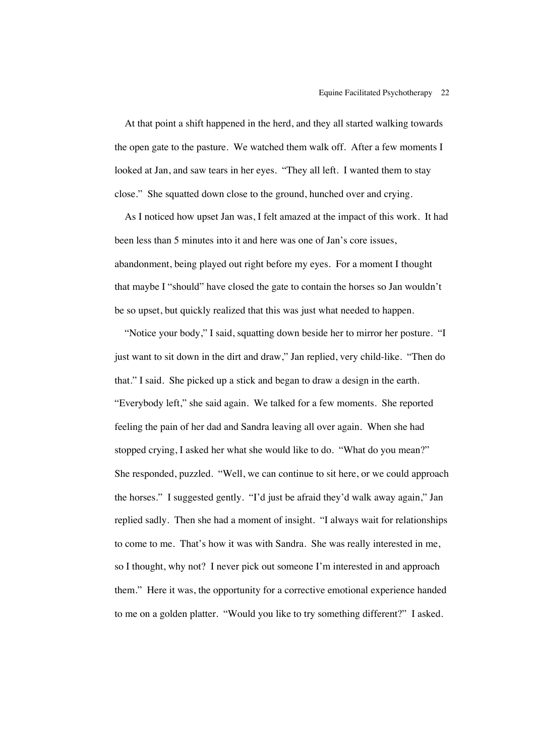At that point a shift happened in the herd, and they all started walking towards the open gate to the pasture. We watched them walk off. After a few moments I looked at Jan, and saw tears in her eyes. "They all left. I wanted them to stay close." She squatted down close to the ground, hunched over and crying.

As I noticed how upset Jan was, I felt amazed at the impact of this work. It had been less than 5 minutes into it and here was one of Jan's core issues, abandonment, being played out right before my eyes. For a moment I thought that maybe I "should" have closed the gate to contain the horses so Jan wouldn't be so upset, but quickly realized that this was just what needed to happen.

"Notice your body," I said, squatting down beside her to mirror her posture. "I just want to sit down in the dirt and draw," Jan replied, very child-like. "Then do that." I said. She picked up a stick and began to draw a design in the earth. "Everybody left," she said again. We talked for a few moments. She reported feeling the pain of her dad and Sandra leaving all over again. When she had stopped crying, I asked her what she would like to do. "What do you mean?" She responded, puzzled. "Well, we can continue to sit here, or we could approach the horses." I suggested gently. "I'd just be afraid they'd walk away again," Jan replied sadly. Then she had a moment of insight. "I always wait for relationships to come to me. That's how it was with Sandra. She was really interested in me, so I thought, why not? I never pick out someone I'm interested in and approach them." Here it was, the opportunity for a corrective emotional experience handed to me on a golden platter. "Would you like to try something different?" I asked.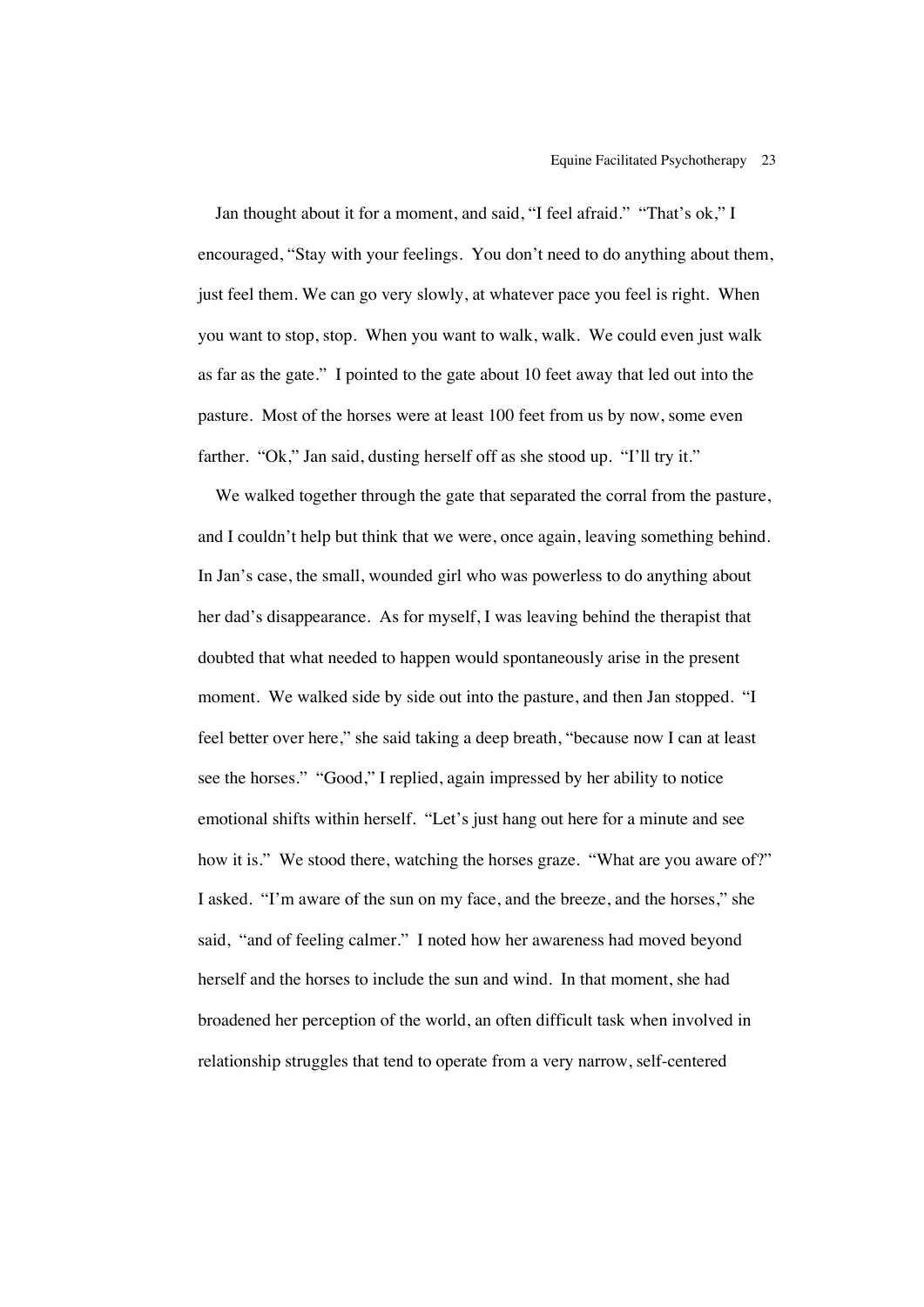Jan thought about it for a moment, and said, "I feel afraid." "That's ok," I encouraged, "Stay with your feelings. You don't need to do anything about them, just feel them. We can go very slowly, at whatever pace you feel is right. When you want to stop, stop. When you want to walk, walk. We could even just walk as far as the gate." I pointed to the gate about 10 feet away that led out into the pasture. Most of the horses were at least 100 feet from us by now, some even farther. "Ok," Jan said, dusting herself off as she stood up. "I'll try it."

We walked together through the gate that separated the corral from the pasture, and I couldn't help but think that we were, once again, leaving something behind. In Jan's case, the small, wounded girl who was powerless to do anything about her dad's disappearance. As for myself, I was leaving behind the therapist that doubted that what needed to happen would spontaneously arise in the present moment. We walked side by side out into the pasture, and then Jan stopped. "I feel better over here," she said taking a deep breath, "because now I can at least see the horses." "Good," I replied, again impressed by her ability to notice emotional shifts within herself. "Let's just hang out here for a minute and see how it is." We stood there, watching the horses graze. "What are you aware of?" I asked. "I'm aware of the sun on my face, and the breeze, and the horses," she said, "and of feeling calmer." I noted how her awareness had moved beyond herself and the horses to include the sun and wind. In that moment, she had broadened her perception of the world, an often difficult task when involved in relationship struggles that tend to operate from a very narrow, self-centered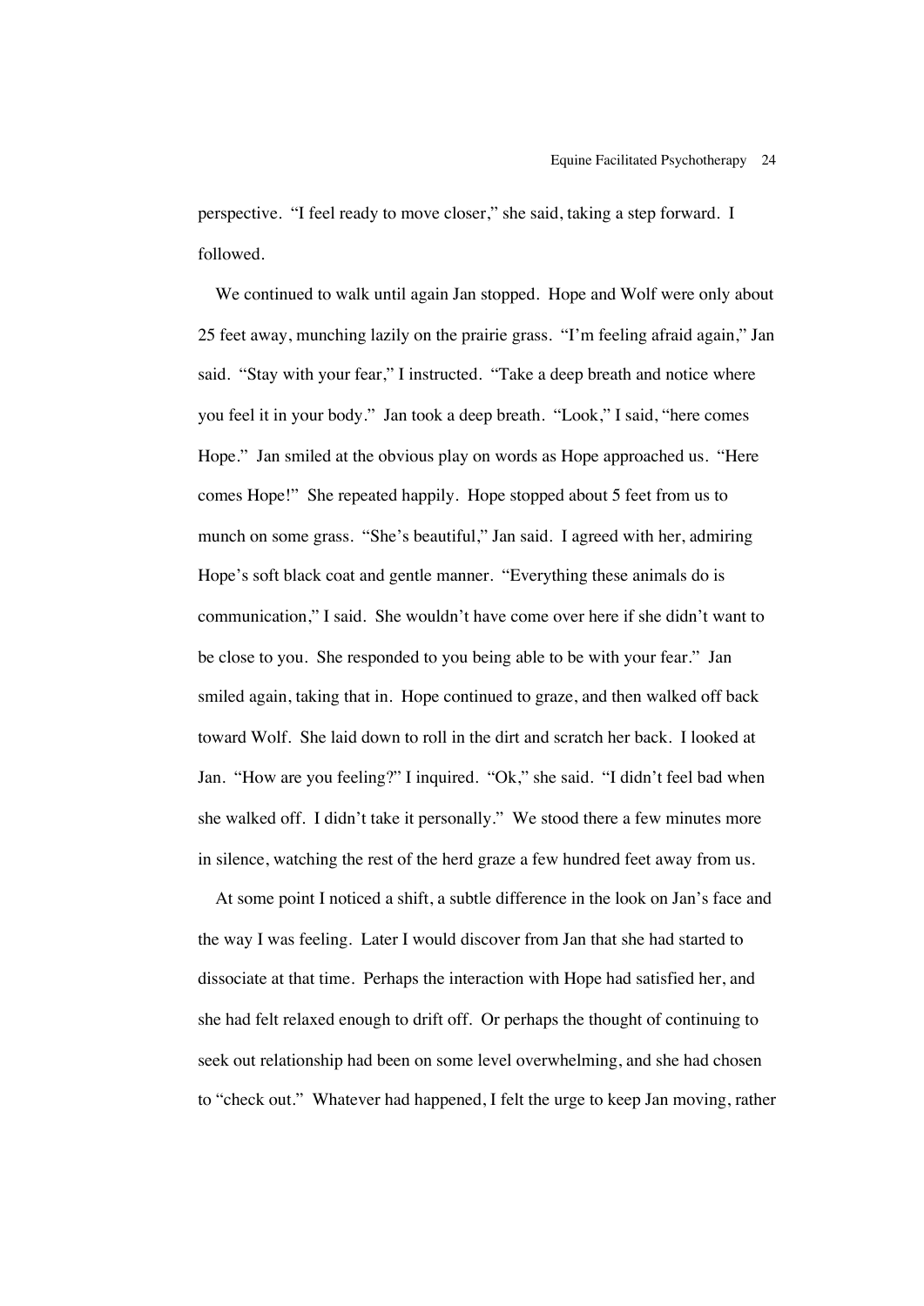perspective. "I feel ready to move closer," she said, taking a step forward. I followed.

We continued to walk until again Jan stopped. Hope and Wolf were only about 25 feet away, munching lazily on the prairie grass. "I'm feeling afraid again," Jan said. "Stay with your fear," I instructed. "Take a deep breath and notice where you feel it in your body." Jan took a deep breath. "Look," I said, "here comes Hope." Jan smiled at the obvious play on words as Hope approached us. "Here comes Hope!" She repeated happily. Hope stopped about 5 feet from us to munch on some grass. "She's beautiful," Jan said. I agreed with her, admiring Hope's soft black coat and gentle manner. "Everything these animals do is communication," I said. She wouldn't have come over here if she didn't want to be close to you. She responded to you being able to be with your fear." Jan smiled again, taking that in. Hope continued to graze, and then walked off back toward Wolf. She laid down to roll in the dirt and scratch her back. I looked at Jan. "How are you feeling?" I inquired. "Ok," she said. "I didn't feel bad when she walked off. I didn't take it personally." We stood there a few minutes more in silence, watching the rest of the herd graze a few hundred feet away from us.

At some point I noticed a shift, a subtle difference in the look on Jan's face and the way I was feeling. Later I would discover from Jan that she had started to dissociate at that time. Perhaps the interaction with Hope had satisfied her, and she had felt relaxed enough to drift off. Or perhaps the thought of continuing to seek out relationship had been on some level overwhelming, and she had chosen to "check out." Whatever had happened, I felt the urge to keep Jan moving, rather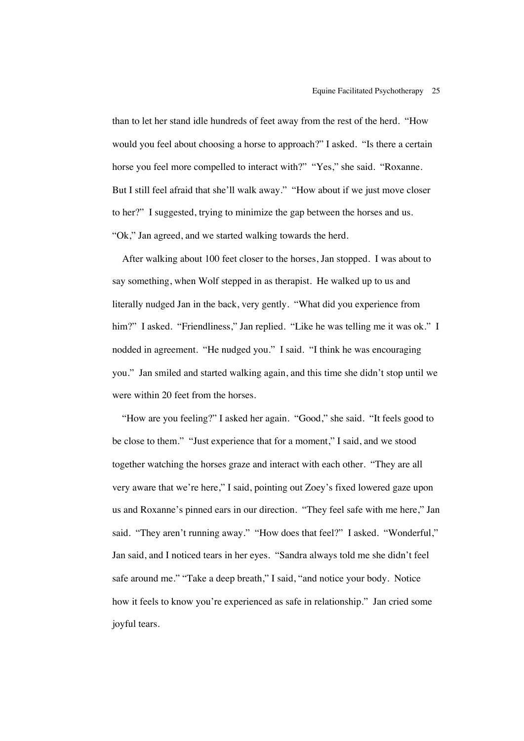than to let her stand idle hundreds of feet away from the rest of the herd. "How would you feel about choosing a horse to approach?" I asked. "Is there a certain horse you feel more compelled to interact with?" "Yes," she said. "Roxanne. But I still feel afraid that she'll walk away." "How about if we just move closer to her?" I suggested, trying to minimize the gap between the horses and us. "Ok," Jan agreed, and we started walking towards the herd.

After walking about 100 feet closer to the horses, Jan stopped. I was about to say something, when Wolf stepped in as therapist. He walked up to us and literally nudged Jan in the back, very gently. "What did you experience from him?" I asked. "Friendliness," Jan replied. "Like he was telling me it was ok." I nodded in agreement. "He nudged you." I said. "I think he was encouraging you." Jan smiled and started walking again, and this time she didn't stop until we were within 20 feet from the horses.

"How are you feeling?" I asked her again. "Good," she said. "It feels good to be close to them." "Just experience that for a moment," I said, and we stood together watching the horses graze and interact with each other. "They are all very aware that we're here," I said, pointing out Zoey's fixed lowered gaze upon us and Roxanne's pinned ears in our direction. "They feel safe with me here," Jan said. "They aren't running away." "How does that feel?" I asked. "Wonderful," Jan said, and I noticed tears in her eyes. "Sandra always told me she didn't feel safe around me." "Take a deep breath," I said, "and notice your body. Notice how it feels to know you're experienced as safe in relationship." Jan cried some joyful tears.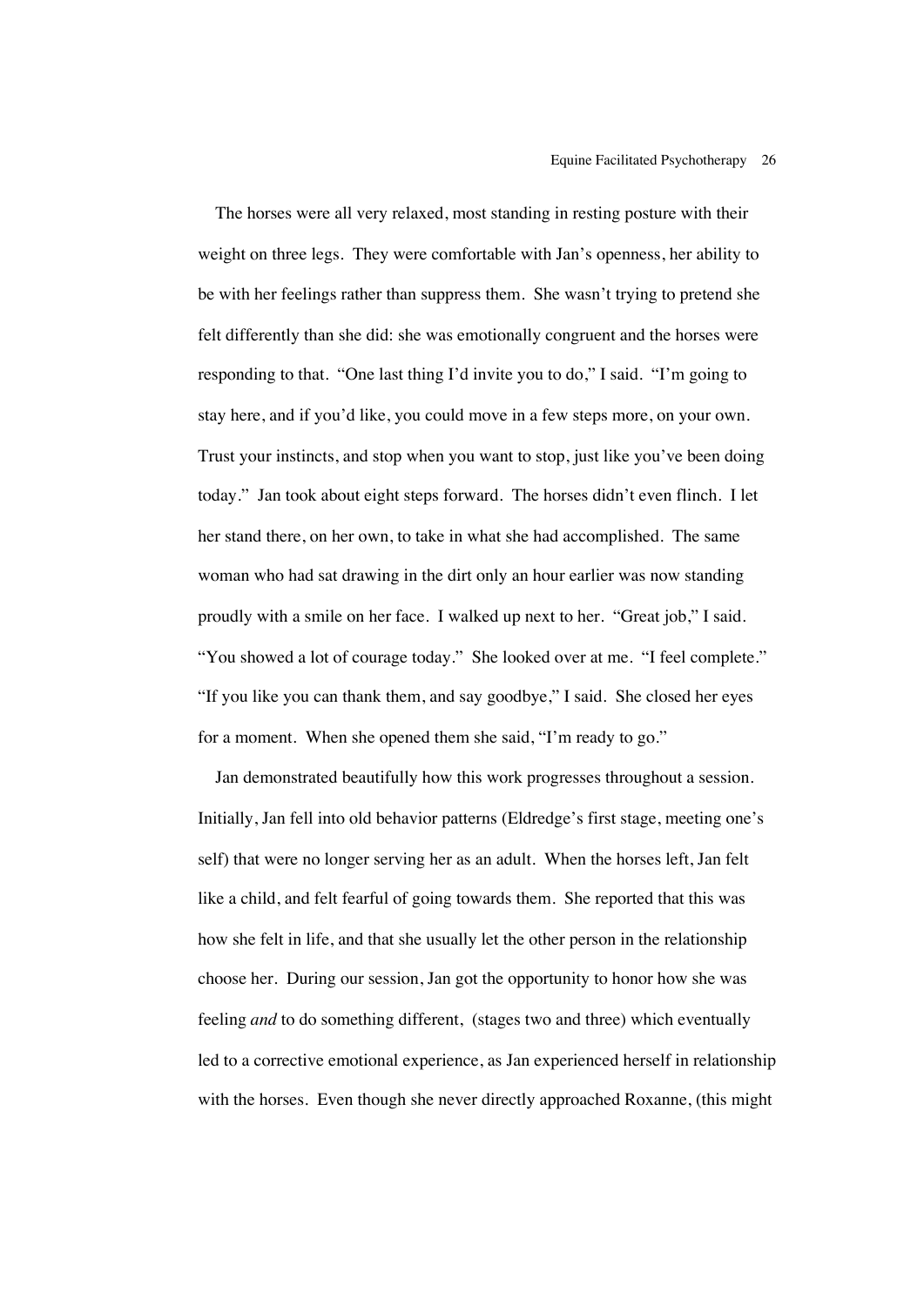The horses were all very relaxed, most standing in resting posture with their weight on three legs. They were comfortable with Jan's openness, her ability to be with her feelings rather than suppress them. She wasn't trying to pretend she felt differently than she did: she was emotionally congruent and the horses were responding to that. "One last thing I'd invite you to do," I said. "I'm going to stay here, and if you'd like, you could move in a few steps more, on your own. Trust your instincts, and stop when you want to stop, just like you've been doing today." Jan took about eight steps forward. The horses didn't even flinch. I let her stand there, on her own, to take in what she had accomplished. The same woman who had sat drawing in the dirt only an hour earlier was now standing proudly with a smile on her face. I walked up next to her. "Great job," I said. "You showed a lot of courage today." She looked over at me. "I feel complete." "If you like you can thank them, and say goodbye," I said. She closed her eyes for a moment. When she opened them she said, "I'm ready to go."

Jan demonstrated beautifully how this work progresses throughout a session. Initially, Jan fell into old behavior patterns (Eldredge's first stage, meeting one's self) that were no longer serving her as an adult. When the horses left, Jan felt like a child, and felt fearful of going towards them. She reported that this was how she felt in life, and that she usually let the other person in the relationship choose her. During our session, Jan got the opportunity to honor how she was feeling *and* to do something different, (stages two and three) which eventually led to a corrective emotional experience, as Jan experienced herself in relationship with the horses. Even though she never directly approached Roxanne, (this might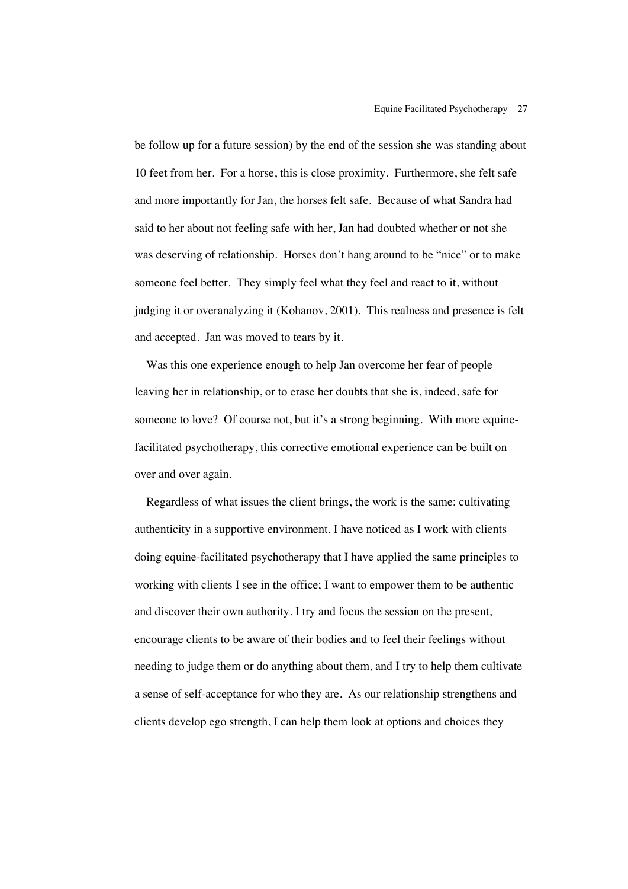be follow up for a future session) by the end of the session she was standing about 10 feet from her. For a horse, this is close proximity. Furthermore, she felt safe and more importantly for Jan, the horses felt safe. Because of what Sandra had said to her about not feeling safe with her, Jan had doubted whether or not she was deserving of relationship. Horses don't hang around to be "nice" or to make someone feel better. They simply feel what they feel and react to it, without judging it or overanalyzing it (Kohanov, 2001). This realness and presence is felt and accepted. Jan was moved to tears by it.

Was this one experience enough to help Jan overcome her fear of people leaving her in relationship, or to erase her doubts that she is, indeed, safe for someone to love? Of course not, but it's a strong beginning. With more equine-facilitated psychotherapy, this corrective emotional experience can be built on over and over again.

Regardless of what issues the client brings, the work is the same: cultivating authenticity in a supportive environment. I have noticed as I work with clients doing equine-facilitated psychotherapy that I have applied the same principles to working with clients I see in the office; I want to empower them to be authentic and discover their own authority. I try and focus the session on the present, encourage clients to be aware of their bodies and to feel their feelings without needing to judge them or do anything about them, and I try to help them cultivate a sense of self-acceptance for who they are. As our relationship strengthens and clients develop ego strength, I can help them look at options and choices they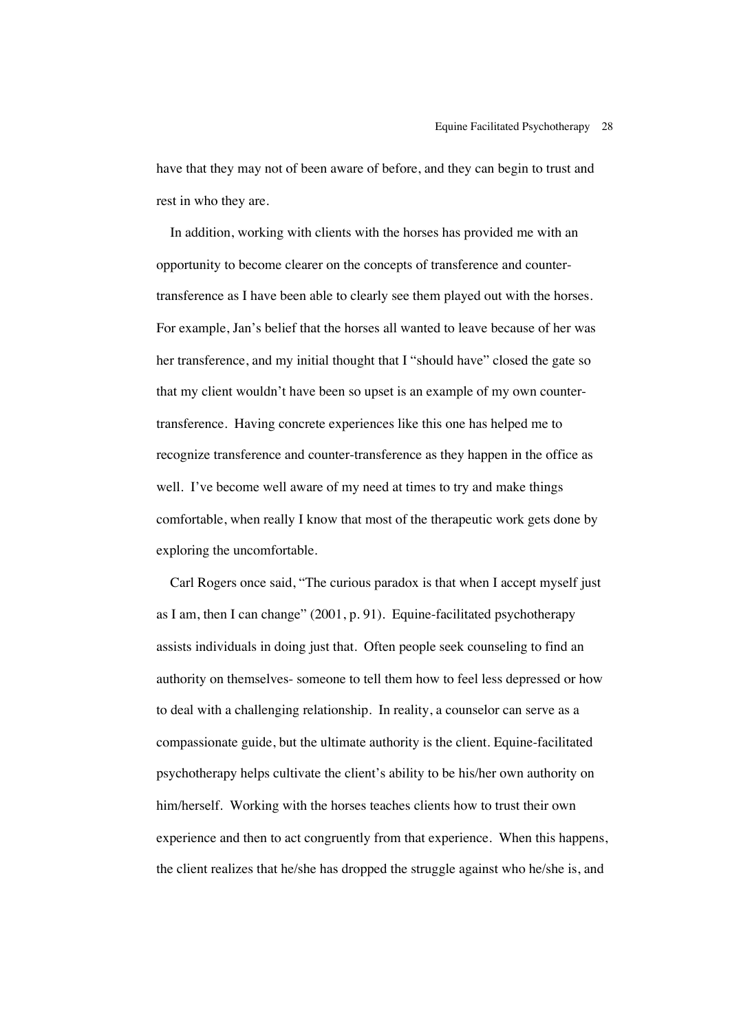have that they may not of been aware of before, and they can begin to trust and rest in who they are.

In addition, working with clients with the horses has provided me with an opportunity to become clearer on the concepts of transference and counter-transference as I have been able to clearly see them played out with the horses. For example, Jan's belief that the horses all wanted to leave because of her was her transference, and my initial thought that I "should have" closed the gate so that my client wouldn't have been so upset is an example of my own counter-transference. Having concrete experiences like this one has helped me to recognize transference and counter-transference as they happen in the office as well. I've become well aware of my need at times to try and make things comfortable, when really I know that most of the therapeutic work gets done by exploring the uncomfortable.

Carl Rogers once said, "The curious paradox is that when I accept myself just as I am, then I can change" (2001, p. 91). Equine-facilitated psychotherapy assists individuals in doing just that. Often people seek counseling to find an authority on themselves- someone to tell them how to feel less depressed or how to deal with a challenging relationship. In reality, a counselor can serve as a compassionate guide, but the ultimate authority is the client. Equine-facilitated psychotherapy helps cultivate the client's ability to be his/her own authority on him/herself. Working with the horses teaches clients how to trust their own experience and then to act congruently from that experience. When this happens, the client realizes that he/she has dropped the struggle against who he/she is, and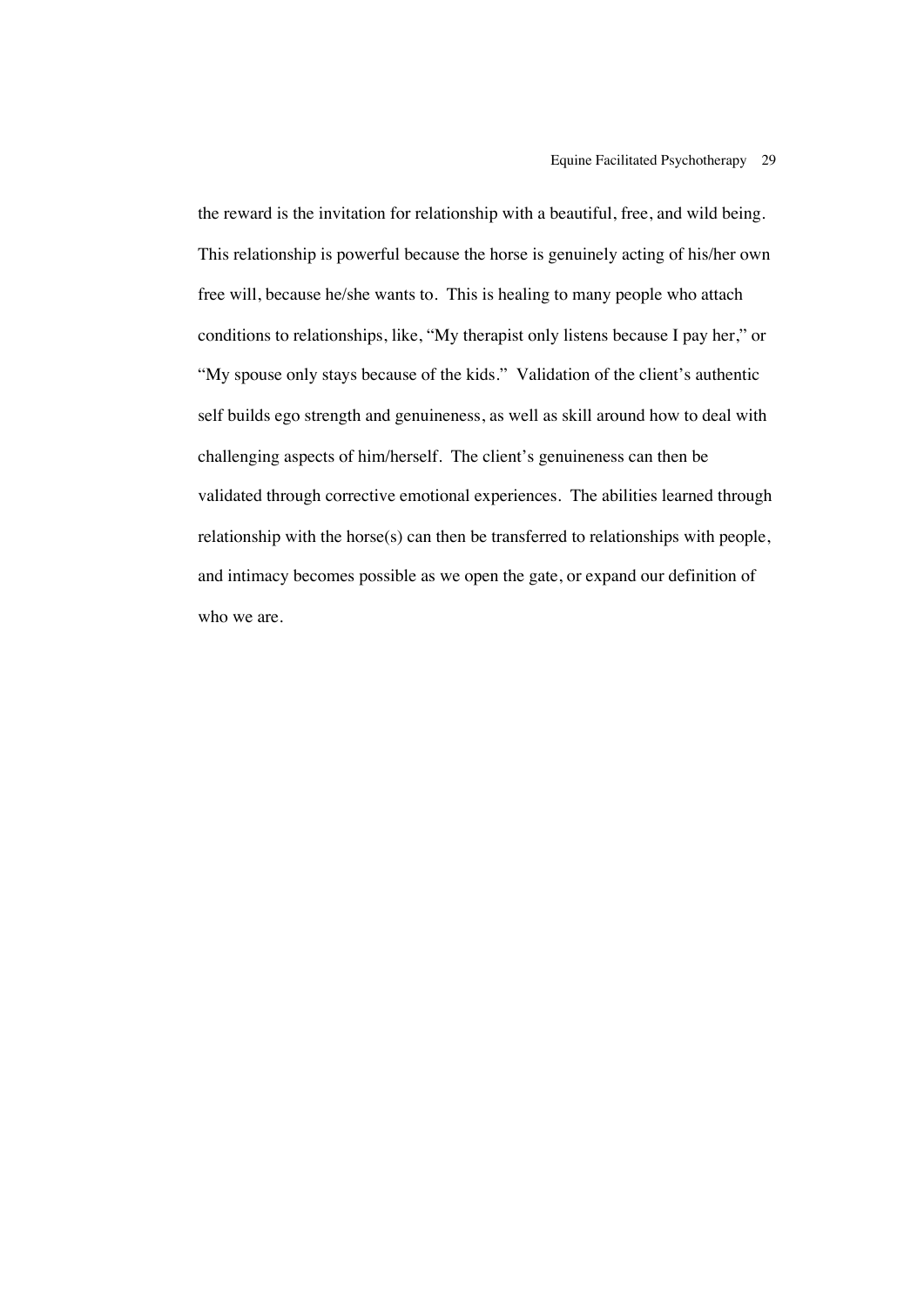the reward is the invitation for relationship with a beautiful, free, and wild being. This relationship is powerful because the horse is genuinely acting of his/her own free will, because he/she wants to. This is healing to many people who attach conditions to relationships, like, "My therapist only listens because I pay her," or "My spouse only stays because of the kids." Validation of the client's authentic self builds ego strength and genuineness, as well as skill around how to deal with challenging aspects of him/herself. The client's genuineness can then be validated through corrective emotional experiences. The abilities learned through relationship with the horse(s) can then be transferred to relationships with people, and intimacy becomes possible as we open the gate, or expand our definition of who we are.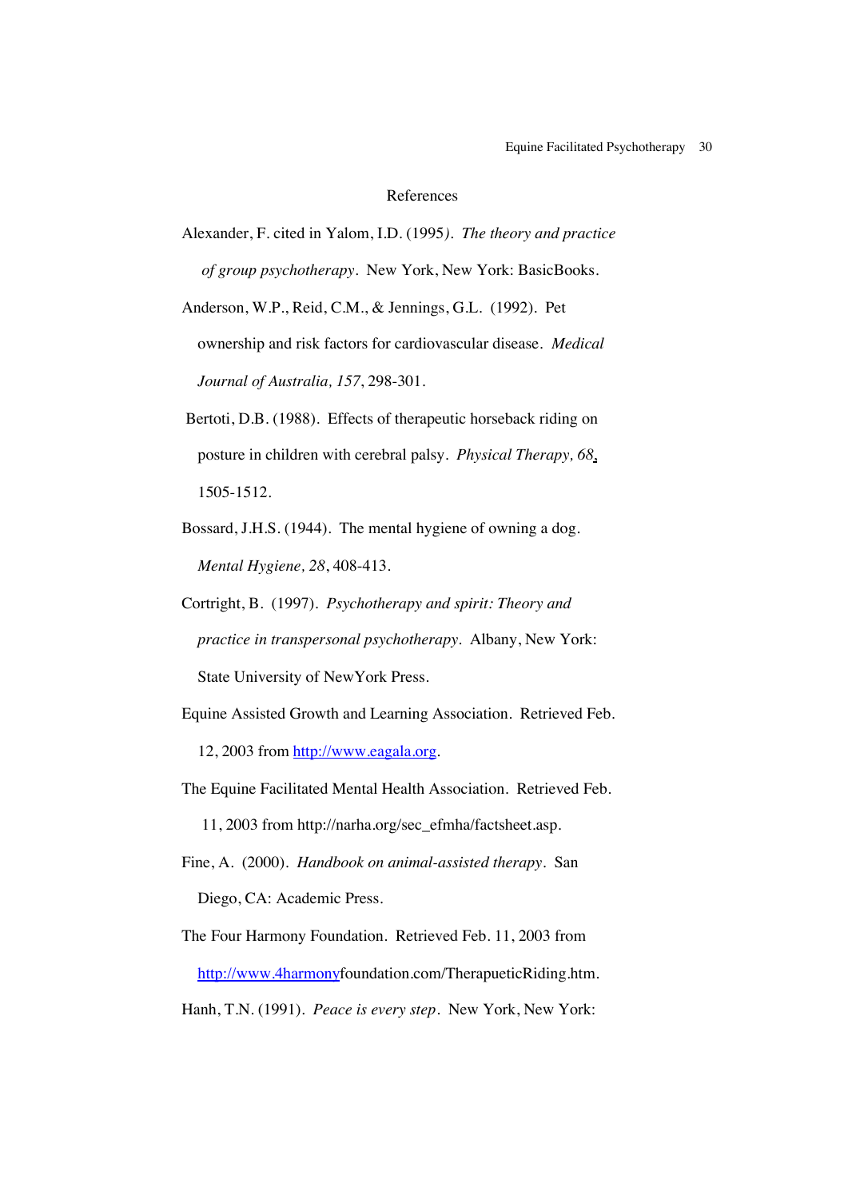# References

Alexander, F. cited in Yalom, I.D. (1995). *The theory and practice of group psychotherapy*. New York, New York: BasicBooks.

Anderson, W.P., Reid, C.M., & Jennings, G.L. (1992). Pet ownership and risk factors for cardiovascular disease. *Medical Journal of Australia, 157*, 298-301.

Bertoti, D.B. (1988). Effects of therapeutic horseback riding on posture in children with cerebral palsy. *Physical Therapy, 68*, 1505-1512.

Bossard, J.H.S. (1944). The mental hygiene of owning a dog. *Mental Hygiene, 28*, 408-413.

Cortright, B. (1997). *Psychotherapy and spirit: Theory and practice in transpersonal psychotherapy*. Albany, New York: State University of NewYork Press.

Equine Assisted Growth and Learning Association. Retrieved Feb. 12, 2003 from http://www.eagala.org.

The Equine Facilitated Mental Health Association. Retrieved Feb. 11, 2003 from http://narha.org/sec_efmha/factsheet.asp.

Fine, A. (2000). *Handbook on animal-assisted therapy*. San Diego, CA: Academic Press.

The Four Harmony Foundation. Retrieved Feb. 11, 2003 from http://www.4harmonyfoundation.com/TherapueticRiding.htm.

Hanh, T.N. (1991). *Peace is every step*. New York, New York: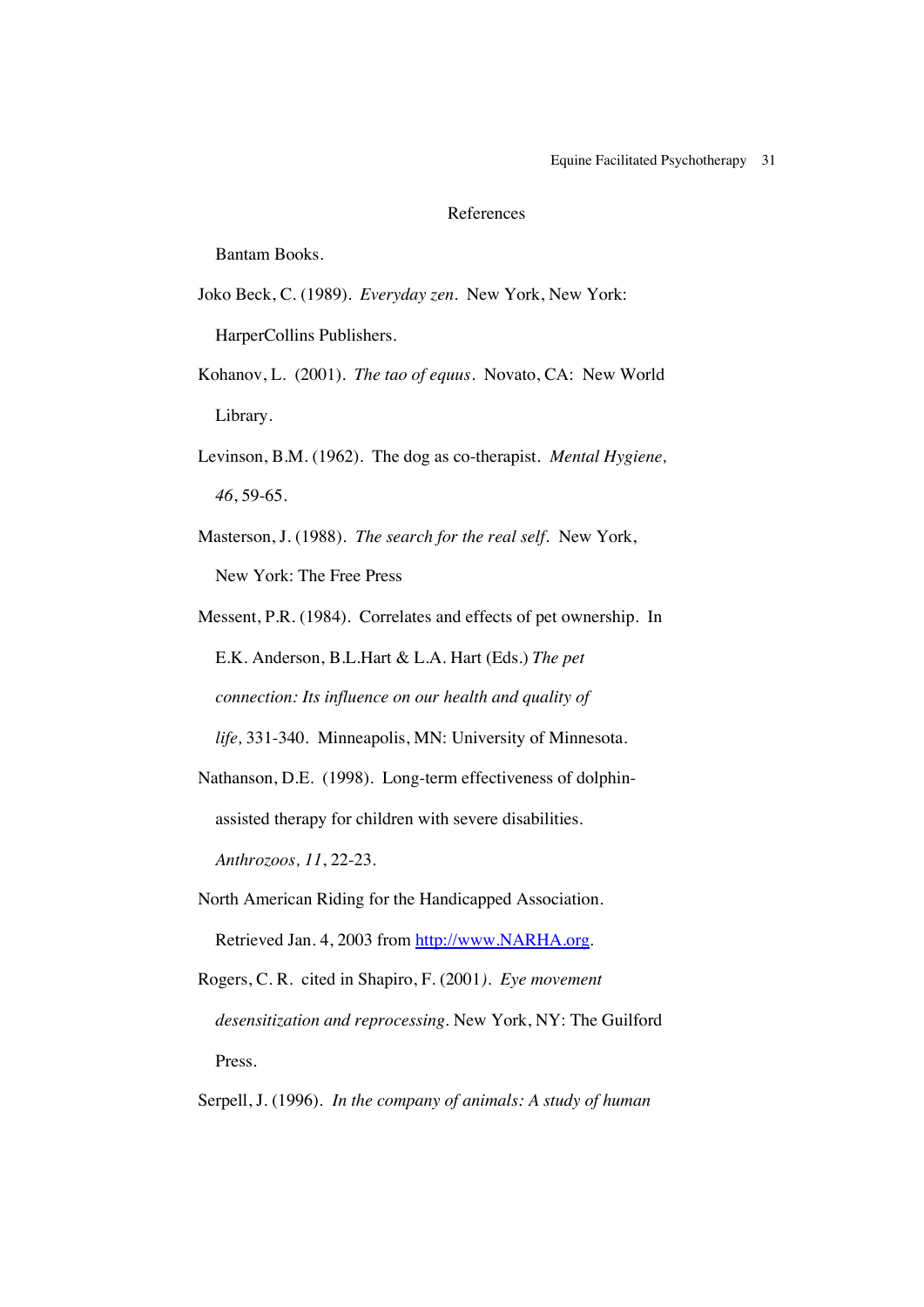References

Bantam Books.

Joko Beck, C. (1989). *Everyday zen*. New York, New York: HarperCollins Publishers.

Kohanov, L. (2001). *The tao of equus*. Novato, CA: New World Library.

Levinson, B.M. (1962). The dog as co-therapist. *Mental Hygiene, 46*, 59-65.

Masterson, J. (1988). *The search for the real self*. New York, New York: The Free Press

Messent, P.R. (1984). Correlates and effects of pet ownership. In E.K. Anderson, B.L.Hart & L.A. Hart (Eds.) *The pet connection: Its influence on our health and quality of life,* 331-340. Minneapolis, MN: University of Minnesota.

Nathanson, D.E. (1998). Long-term effectiveness of dolphin-assisted therapy for children with severe disabilities. *Anthrozoos, 11*, 22-23.

North American Riding for the Handicapped Association. Retrieved Jan. 4, 2003 from http://www.NARHA.org.

Rogers, C. R. cited in Shapiro, F. (2001). *Eye movement desensitization and reprocessing*. New York, NY: The Guilford Press.

Serpell, J. (1996). *In the company of animals: A study of human*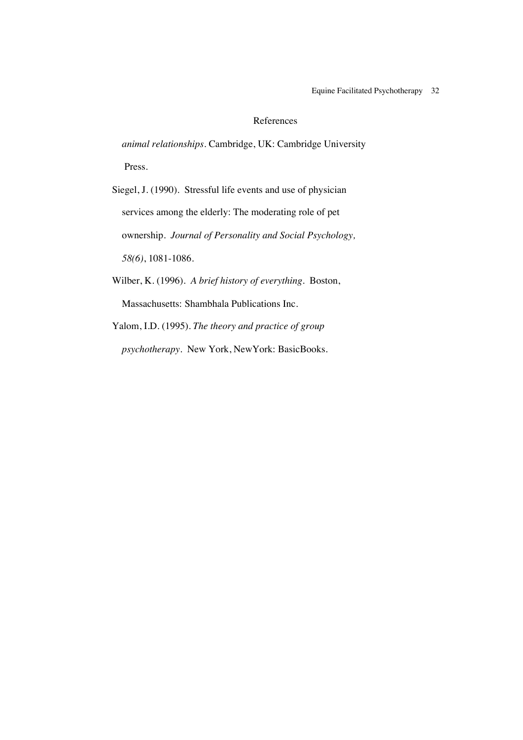## References

*animal relationships*. Cambridge, UK: Cambridge University Press.

Siegel, J. (1990). Stressful life events and use of physician services among the elderly: The moderating role of pet ownership. *Journal of Personality and Social Psychology, 58(6)*, 1081-1086.

Wilber, K. (1996). *A brief history of everything*. Boston, Massachusetts: Shambhala Publications Inc.

Yalom, I.D. (1995). *The theory and practice of group psychotherapy*. New York, NewYork: BasicBooks.